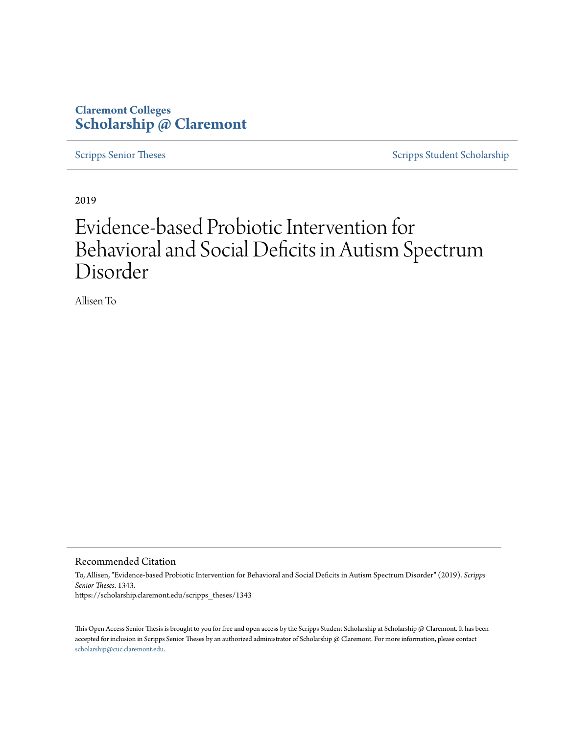Claremont Colleges
**Scholarship @ Claremont**

Scripps Senior Theses | Scripps Student Scholarship

2019

# Evidence-based Probiotic Intervention for Behavioral and Social Deficits in Autism Spectrum Disorder

Allisen To

## Recommended Citation

To, Allisen, "Evidence-based Probiotic Intervention for Behavioral and Social Deficits in Autism Spectrum Disorder" (2019). *Scripps Senior Theses*. 1343.
https://scholarship.claremont.edu/scripps_theses/1343

This Open Access Senior Thesis is brought to you for free and open access by the Scripps Student Scholarship at Scholarship @ Claremont. It has been accepted for inclusion in Scripps Senior Theses by an authorized administrator of Scholarship @ Claremont. For more information, please contact scholarship@cuc.claremont.edu.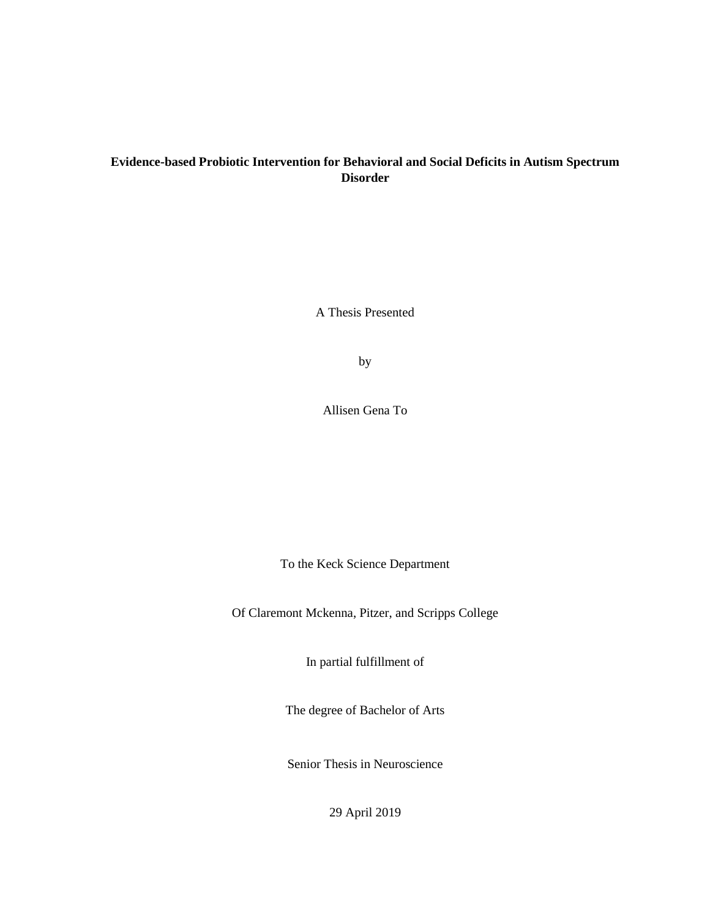**Evidence-based Probiotic Intervention for Behavioral and Social Deficits in Autism Spectrum Disorder**

A Thesis Presented

by

Allisen Gena To

To the Keck Science Department

Of Claremont Mckenna, Pitzer, and Scripps College

In partial fulfillment of

The degree of Bachelor of Arts

Senior Thesis in Neuroscience

29 April 2019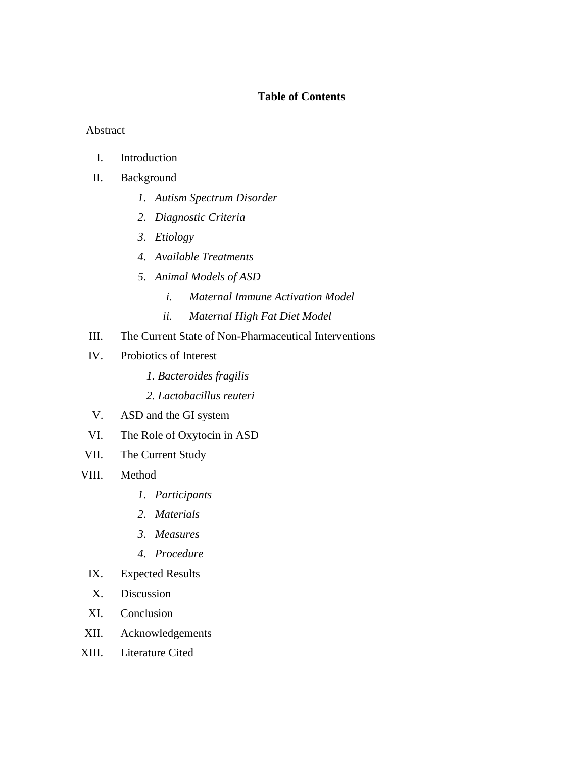**Table of Contents**

Abstract

I. Introduction

II. Background

   1. *Autism Spectrum Disorder*
   2. *Diagnostic Criteria*
   3. *Etiology*
   4. *Available Treatments*
   5. *Animal Models of ASD*
      i. *Maternal Immune Activation Model*
      ii. *Maternal High Fat Diet Model*

III. The Current State of Non-Pharmaceutical Interventions

IV. Probiotics of Interest

   1. *Bacteroides fragilis*
   2. *Lactobacillus reuteri*

V. ASD and the GI system

VI. The Role of Oxytocin in ASD

VII. The Current Study

VIII. Method

   1. *Participants*
   2. *Materials*
   3. *Measures*
   4. *Procedure*

IX. Expected Results

X. Discussion

XI. Conclusion

XII. Acknowledgements

XIII. Literature Cited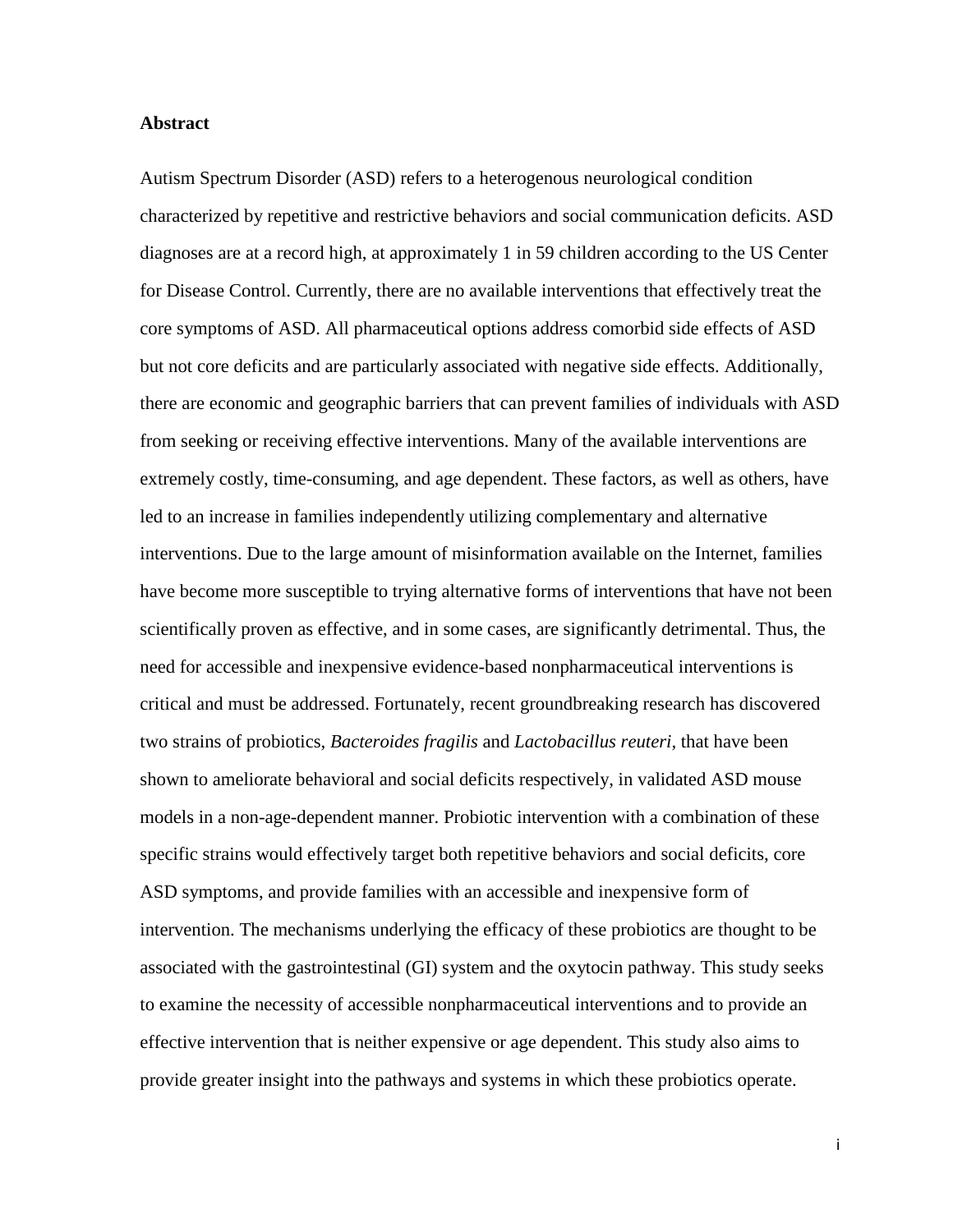**Abstract**

Autism Spectrum Disorder (ASD) refers to a heterogenous neurological condition characterized by repetitive and restrictive behaviors and social communication deficits. ASD diagnoses are at a record high, at approximately 1 in 59 children according to the US Center for Disease Control. Currently, there are no available interventions that effectively treat the core symptoms of ASD. All pharmaceutical options address comorbid side effects of ASD but not core deficits and are particularly associated with negative side effects. Additionally, there are economic and geographic barriers that can prevent families of individuals with ASD from seeking or receiving effective interventions. Many of the available interventions are extremely costly, time-consuming, and age dependent. These factors, as well as others, have led to an increase in families independently utilizing complementary and alternative interventions. Due to the large amount of misinformation available on the Internet, families have become more susceptible to trying alternative forms of interventions that have not been scientifically proven as effective, and in some cases, are significantly detrimental. Thus, the need for accessible and inexpensive evidence-based nonpharmaceutical interventions is critical and must be addressed. Fortunately, recent groundbreaking research has discovered two strains of probiotics, *Bacteroides fragilis* and *Lactobacillus reuteri,* that have been shown to ameliorate behavioral and social deficits respectively, in validated ASD mouse models in a non-age-dependent manner. Probiotic intervention with a combination of these specific strains would effectively target both repetitive behaviors and social deficits, core ASD symptoms, and provide families with an accessible and inexpensive form of intervention. The mechanisms underlying the efficacy of these probiotics are thought to be associated with the gastrointestinal (GI) system and the oxytocin pathway. This study seeks to examine the necessity of accessible nonpharmaceutical interventions and to provide an effective intervention that is neither expensive or age dependent. This study also aims to provide greater insight into the pathways and systems in which these probiotics operate.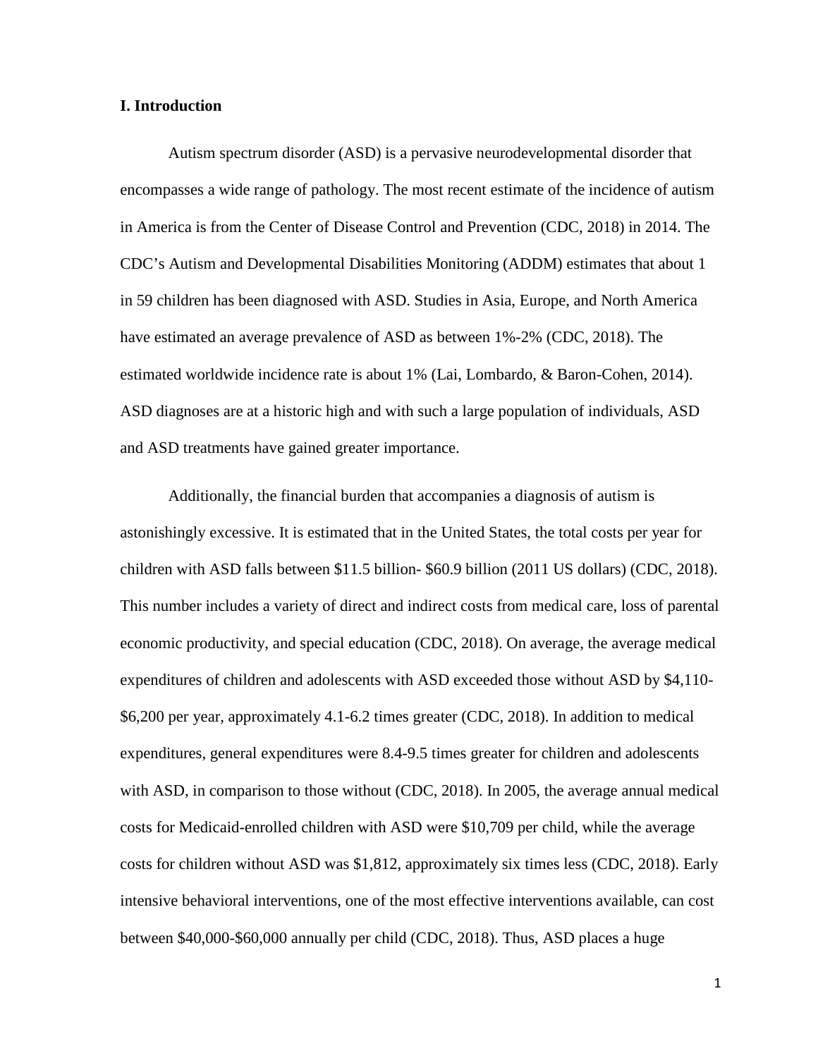## I. Introduction

Autism spectrum disorder (ASD) is a pervasive neurodevelopmental disorder that encompasses a wide range of pathology. The most recent estimate of the incidence of autism in America is from the Center of Disease Control and Prevention (CDC, 2018) in 2014. The CDC's Autism and Developmental Disabilities Monitoring (ADDM) estimates that about 1 in 59 children has been diagnosed with ASD. Studies in Asia, Europe, and North America have estimated an average prevalence of ASD as between 1%-2% (CDC, 2018). The estimated worldwide incidence rate is about 1% (Lai, Lombardo, & Baron-Cohen, 2014). ASD diagnoses are at a historic high and with such a large population of individuals, ASD and ASD treatments have gained greater importance.

Additionally, the financial burden that accompanies a diagnosis of autism is astonishingly excessive. It is estimated that in the United States, the total costs per year for children with ASD falls between $11.5 billion- $60.9 billion (2011 US dollars) (CDC, 2018). This number includes a variety of direct and indirect costs from medical care, loss of parental economic productivity, and special education (CDC, 2018). On average, the average medical expenditures of children and adolescents with ASD exceeded those without ASD by $4,110-$6,200 per year, approximately 4.1-6.2 times greater (CDC, 2018). In addition to medical expenditures, general expenditures were 8.4-9.5 times greater for children and adolescents with ASD, in comparison to those without (CDC, 2018). In 2005, the average annual medical costs for Medicaid-enrolled children with ASD were $10,709 per child, while the average costs for children without ASD was $1,812, approximately six times less (CDC, 2018). Early intensive behavioral interventions, one of the most effective interventions available, can cost between $40,000-$60,000 annually per child (CDC, 2018). Thus, ASD places a huge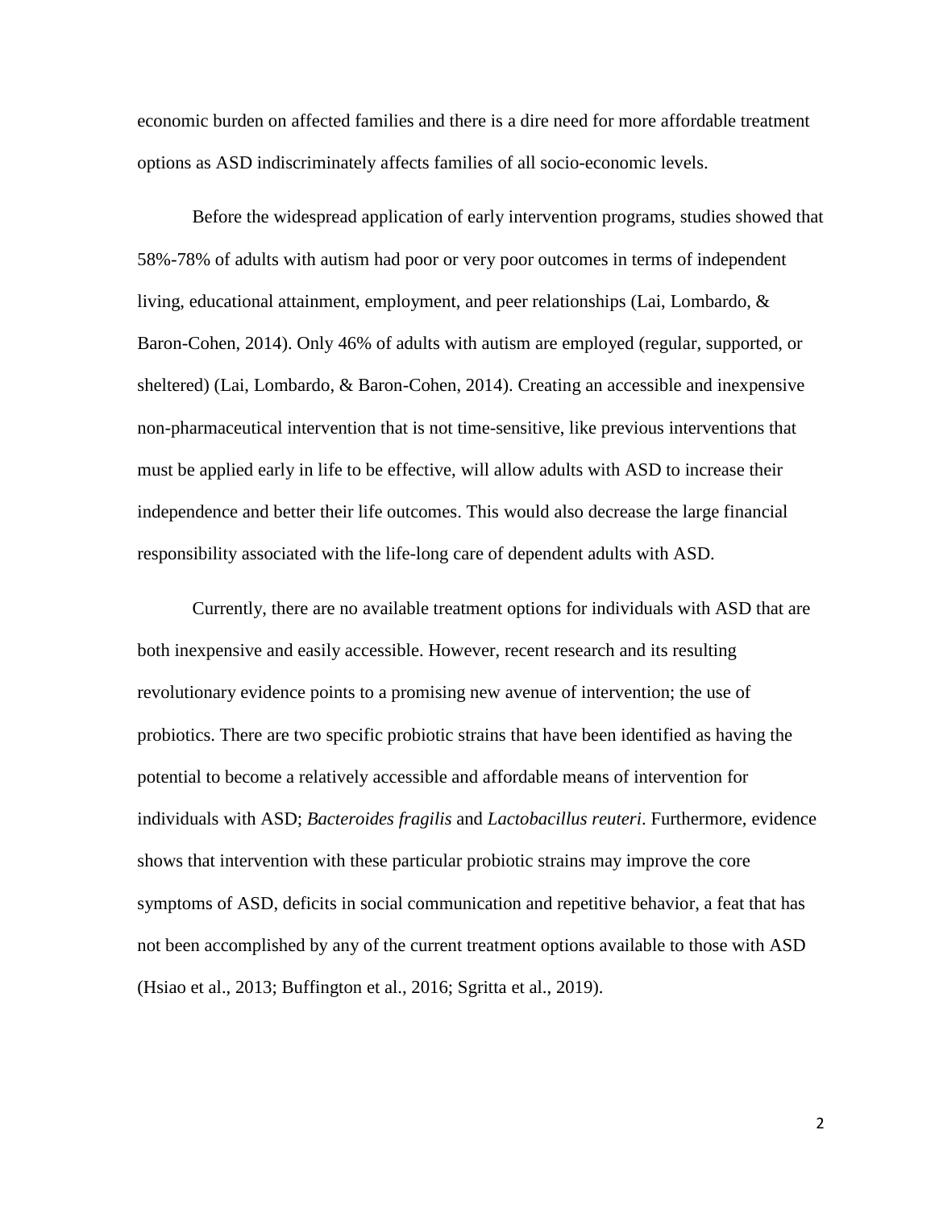economic burden on affected families and there is a dire need for more affordable treatment options as ASD indiscriminately affects families of all socio-economic levels.

Before the widespread application of early intervention programs, studies showed that 58%-78% of adults with autism had poor or very poor outcomes in terms of independent living, educational attainment, employment, and peer relationships (Lai, Lombardo, & Baron-Cohen, 2014). Only 46% of adults with autism are employed (regular, supported, or sheltered) (Lai, Lombardo, & Baron-Cohen, 2014). Creating an accessible and inexpensive non-pharmaceutical intervention that is not time-sensitive, like previous interventions that must be applied early in life to be effective, will allow adults with ASD to increase their independence and better their life outcomes. This would also decrease the large financial responsibility associated with the life-long care of dependent adults with ASD.

Currently, there are no available treatment options for individuals with ASD that are both inexpensive and easily accessible. However, recent research and its resulting revolutionary evidence points to a promising new avenue of intervention; the use of probiotics. There are two specific probiotic strains that have been identified as having the potential to become a relatively accessible and affordable means of intervention for individuals with ASD; *Bacteroides fragilis* and *Lactobacillus reuteri*. Furthermore, evidence shows that intervention with these particular probiotic strains may improve the core symptoms of ASD, deficits in social communication and repetitive behavior, a feat that has not been accomplished by any of the current treatment options available to those with ASD (Hsiao et al., 2013; Buffington et al., 2016; Sgritta et al., 2019).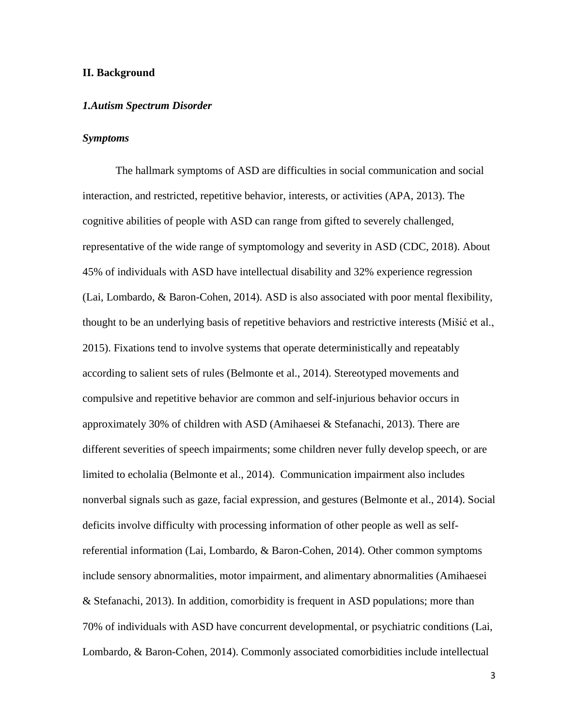## II. Background

### *1.Autism Spectrum Disorder*

#### *Symptoms*

The hallmark symptoms of ASD are difficulties in social communication and social interaction, and restricted, repetitive behavior, interests, or activities (APA, 2013). The cognitive abilities of people with ASD can range from gifted to severely challenged, representative of the wide range of symptomology and severity in ASD (CDC, 2018). About 45% of individuals with ASD have intellectual disability and 32% experience regression (Lai, Lombardo, & Baron-Cohen, 2014). ASD is also associated with poor mental flexibility, thought to be an underlying basis of repetitive behaviors and restrictive interests (Mišić et al., 2015). Fixations tend to involve systems that operate deterministically and repeatably according to salient sets of rules (Belmonte et al., 2014). Stereotyped movements and compulsive and repetitive behavior are common and self-injurious behavior occurs in approximately 30% of children with ASD (Amihaesei & Stefanachi, 2013). There are different severities of speech impairments; some children never fully develop speech, or are limited to echolalia (Belmonte et al., 2014). Communication impairment also includes nonverbal signals such as gaze, facial expression, and gestures (Belmonte et al., 2014). Social deficits involve difficulty with processing information of other people as well as self-referential information (Lai, Lombardo, & Baron-Cohen, 2014). Other common symptoms include sensory abnormalities, motor impairment, and alimentary abnormalities (Amihaesei & Stefanachi, 2013). In addition, comorbidity is frequent in ASD populations; more than 70% of individuals with ASD have concurrent developmental, or psychiatric conditions (Lai, Lombardo, & Baron-Cohen, 2014). Commonly associated comorbidities include intellectual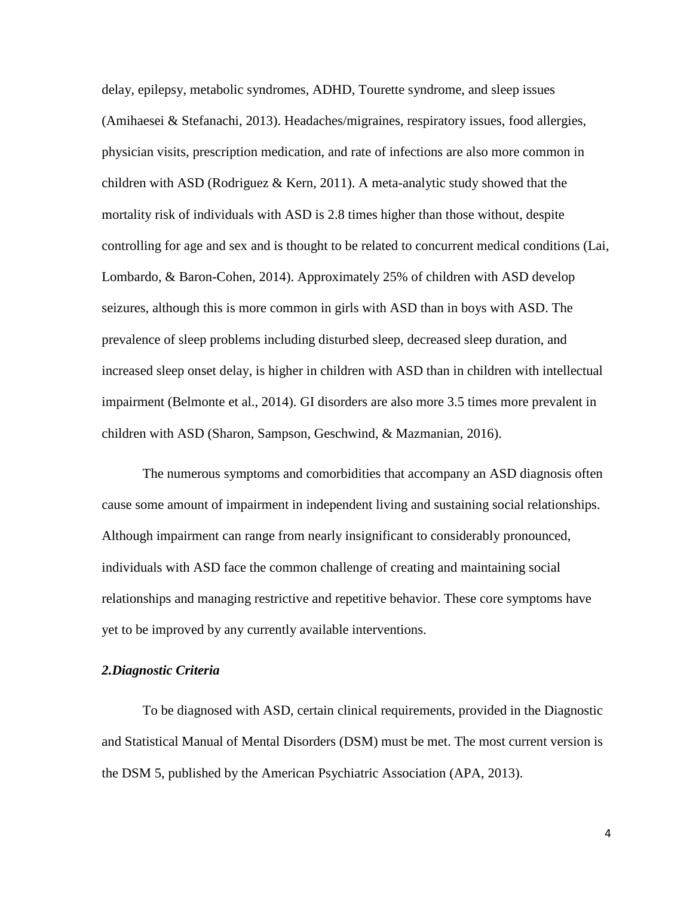delay, epilepsy, metabolic syndromes, ADHD, Tourette syndrome, and sleep issues (Amihaesei & Stefanachi, 2013). Headaches/migraines, respiratory issues, food allergies, physician visits, prescription medication, and rate of infections are also more common in children with ASD (Rodriguez & Kern, 2011). A meta-analytic study showed that the mortality risk of individuals with ASD is 2.8 times higher than those without, despite controlling for age and sex and is thought to be related to concurrent medical conditions (Lai, Lombardo, & Baron-Cohen, 2014). Approximately 25% of children with ASD develop seizures, although this is more common in girls with ASD than in boys with ASD. The prevalence of sleep problems including disturbed sleep, decreased sleep duration, and increased sleep onset delay, is higher in children with ASD than in children with intellectual impairment (Belmonte et al., 2014). GI disorders are also more 3.5 times more prevalent in children with ASD (Sharon, Sampson, Geschwind, & Mazmanian, 2016).

The numerous symptoms and comorbidities that accompany an ASD diagnosis often cause some amount of impairment in independent living and sustaining social relationships. Although impairment can range from nearly insignificant to considerably pronounced, individuals with ASD face the common challenge of creating and maintaining social relationships and managing restrictive and repetitive behavior. These core symptoms have yet to be improved by any currently available interventions.

### *2.Diagnostic Criteria*

To be diagnosed with ASD, certain clinical requirements, provided in the Diagnostic and Statistical Manual of Mental Disorders (DSM) must be met. The most current version is the DSM 5, published by the American Psychiatric Association (APA, 2013).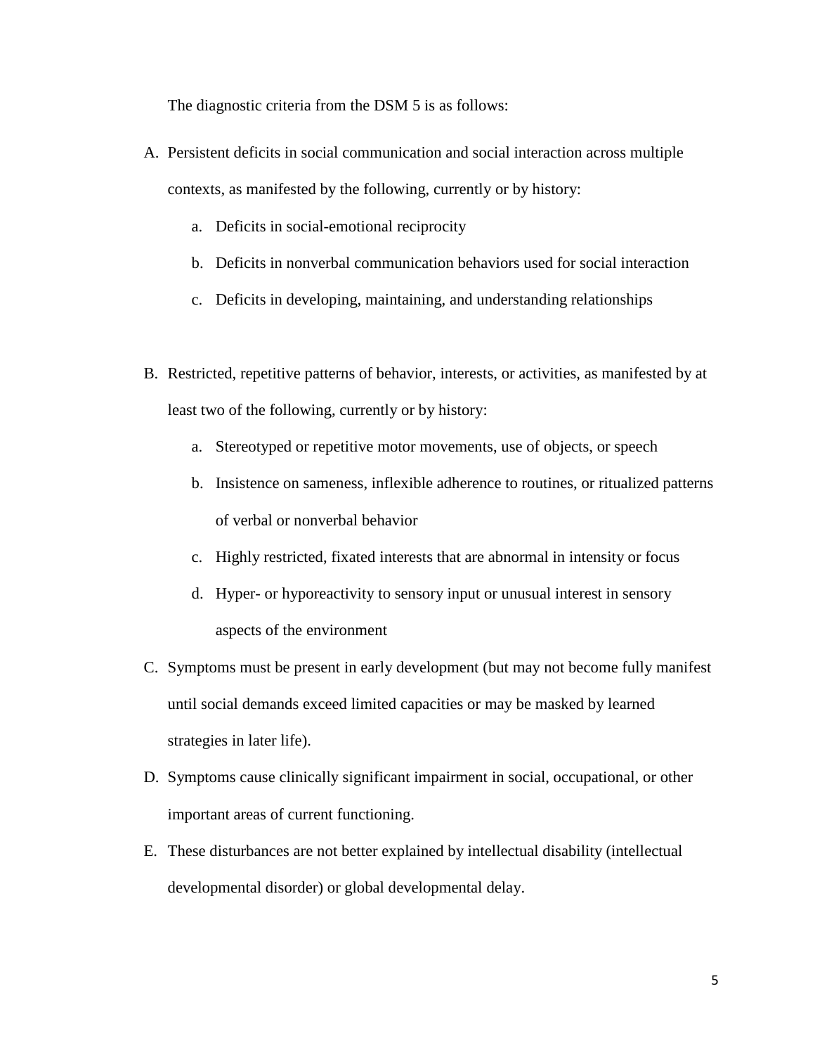The diagnostic criteria from the DSM 5 is as follows:

A. Persistent deficits in social communication and social interaction across multiple contexts, as manifested by the following, currently or by history:
    a. Deficits in social-emotional reciprocity
    b. Deficits in nonverbal communication behaviors used for social interaction
    c. Deficits in developing, maintaining, and understanding relationships

B. Restricted, repetitive patterns of behavior, interests, or activities, as manifested by at least two of the following, currently or by history:
    a. Stereotyped or repetitive motor movements, use of objects, or speech
    b. Insistence on sameness, inflexible adherence to routines, or ritualized patterns of verbal or nonverbal behavior
    c. Highly restricted, fixated interests that are abnormal in intensity or focus
    d. Hyper- or hyporeactivity to sensory input or unusual interest in sensory aspects of the environment

C. Symptoms must be present in early development (but may not become fully manifest until social demands exceed limited capacities or may be masked by learned strategies in later life).

D. Symptoms cause clinically significant impairment in social, occupational, or other important areas of current functioning.

E. These disturbances are not better explained by intellectual disability (intellectual developmental disorder) or global developmental delay.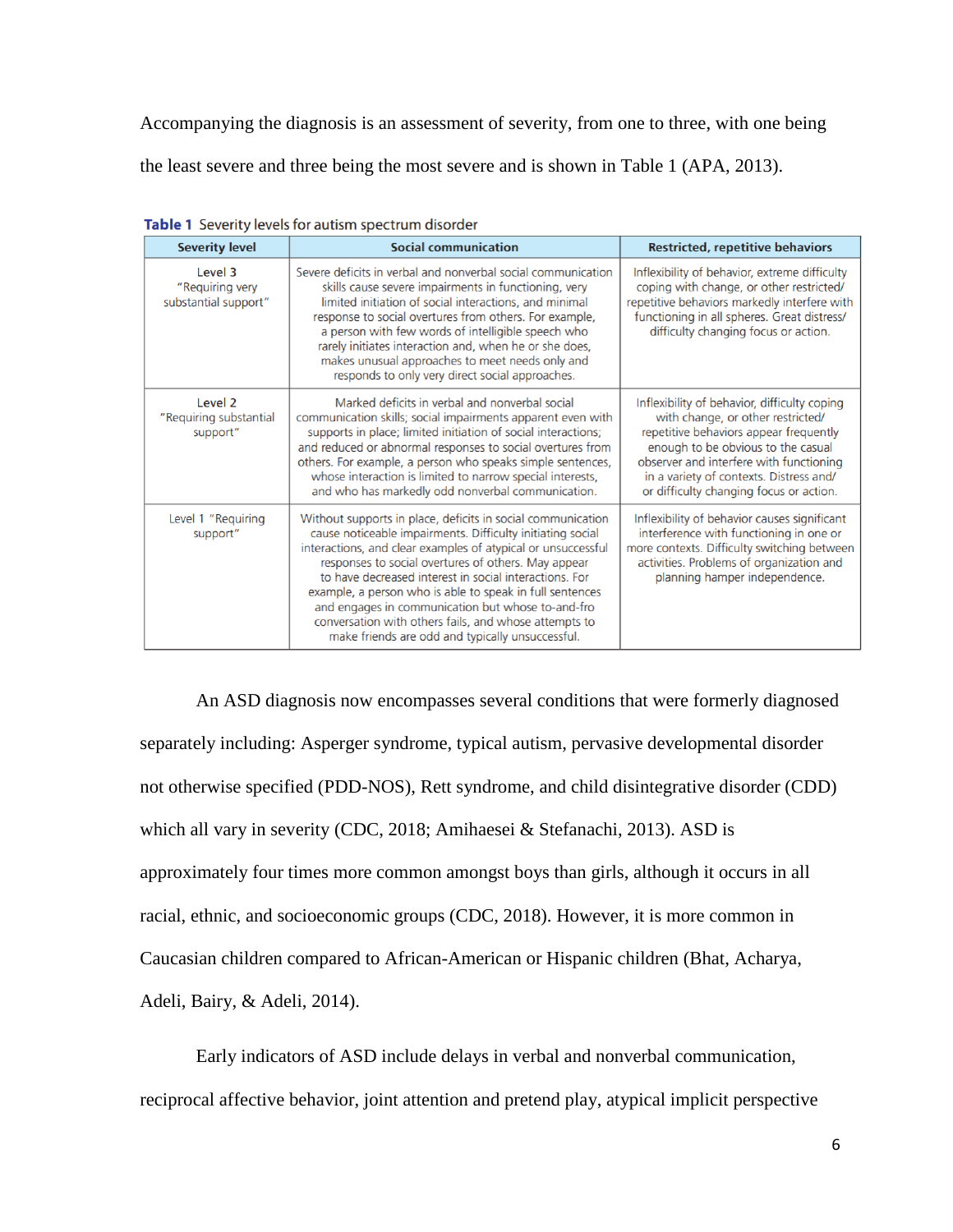Accompanying the diagnosis is an assessment of severity, from one to three, with one being the least severe and three being the most severe and is shown in Table 1 (APA, 2013).

**Table 1** Severity levels for autism spectrum disorder

| Severity level | Social communication | Restricted, repetitive behaviors |
|---|---|---|
| Level 3 "Requiring very substantial support" | Severe deficits in verbal and nonverbal social communication skills cause severe impairments in functioning, very limited initiation of social interactions, and minimal response to social overtures from others. For example, a person with few words of intelligible speech who rarely initiates interaction and, when he or she does, makes unusual approaches to meet needs only and responds to only very direct social approaches. | Inflexibility of behavior, extreme difficulty coping with change, or other restricted/ repetitive behaviors markedly interfere with functioning in all spheres. Great distress/ difficulty changing focus or action. |
| Level 2 "Requiring substantial support" | Marked deficits in verbal and nonverbal social communication skills; social impairments apparent even with supports in place; limited initiation of social interactions; and reduced or abnormal responses to social overtures from others. For example, a person who speaks simple sentences, whose interaction is limited to narrow special interests, and who has markedly odd nonverbal communication. | Inflexibility of behavior, difficulty coping with change, or other restricted/ repetitive behaviors appear frequently enough to be obvious to the casual observer and interfere with functioning in a variety of contexts. Distress and/ or difficulty changing focus or action. |
| Level 1 "Requiring support" | Without supports in place, deficits in social communication cause noticeable impairments. Difficulty initiating social interactions, and clear examples of atypical or unsuccessful responses to social overtures of others. May appear to have decreased interest in social interactions. For example, a person who is able to speak in full sentences and engages in communication but whose to-and-fro conversation with others fails, and whose attempts to make friends are odd and typically unsuccessful. | Inflexibility of behavior causes significant interference with functioning in one or more contexts. Difficulty switching between activities. Problems of organization and planning hamper independence. |

An ASD diagnosis now encompasses several conditions that were formerly diagnosed separately including: Asperger syndrome, typical autism, pervasive developmental disorder not otherwise specified (PDD-NOS), Rett syndrome, and child disintegrative disorder (CDD) which all vary in severity (CDC, 2018; Amihaesei & Stefanachi, 2013). ASD is approximately four times more common amongst boys than girls, although it occurs in all racial, ethnic, and socioeconomic groups (CDC, 2018). However, it is more common in Caucasian children compared to African-American or Hispanic children (Bhat, Acharya, Adeli, Bairy, & Adeli, 2014).

Early indicators of ASD include delays in verbal and nonverbal communication, reciprocal affective behavior, joint attention and pretend play, atypical implicit perspective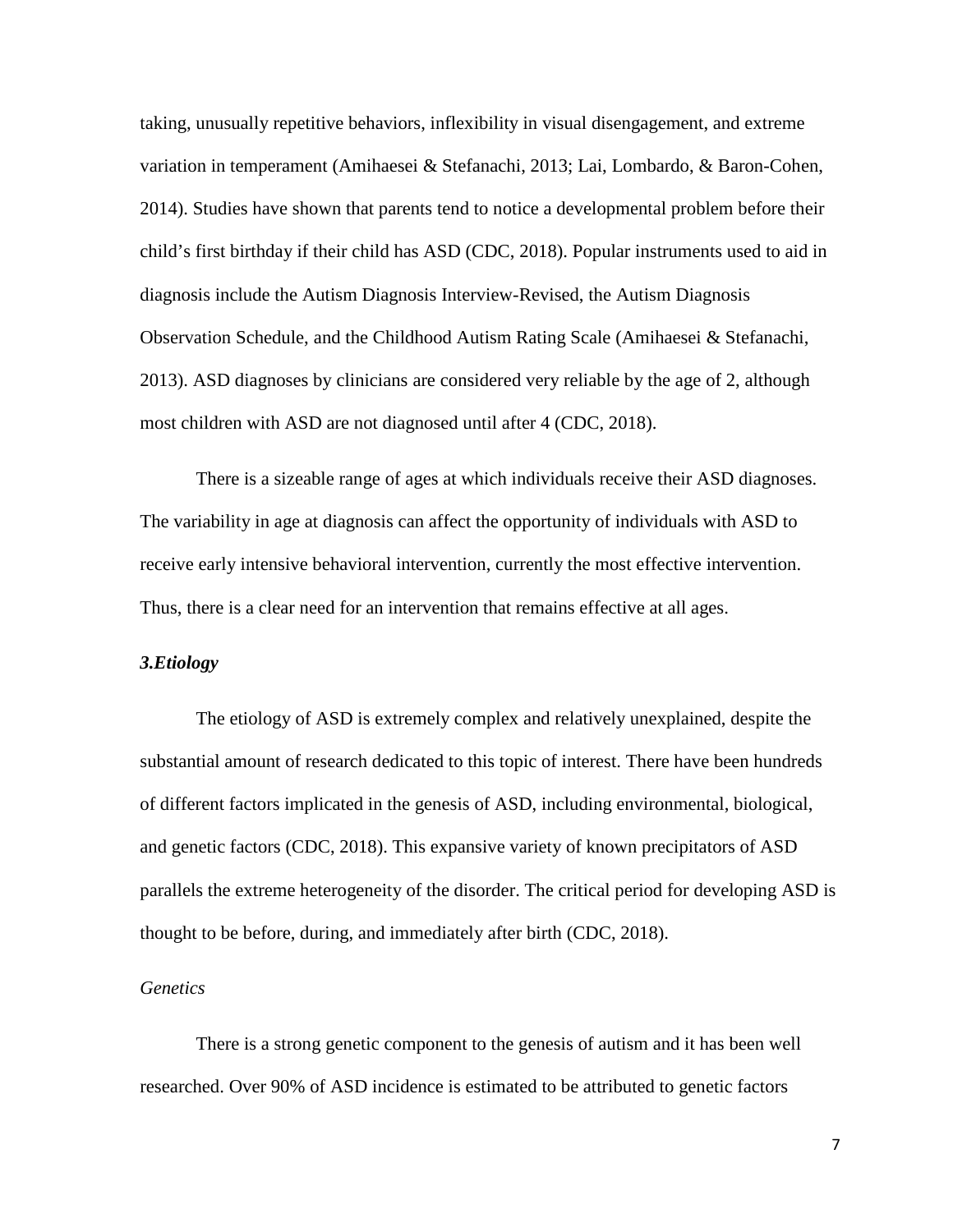taking, unusually repetitive behaviors, inflexibility in visual disengagement, and extreme variation in temperament (Amihaesei & Stefanachi, 2013; Lai, Lombardo, & Baron-Cohen, 2014). Studies have shown that parents tend to notice a developmental problem before their child's first birthday if their child has ASD (CDC, 2018). Popular instruments used to aid in diagnosis include the Autism Diagnosis Interview-Revised, the Autism Diagnosis Observation Schedule, and the Childhood Autism Rating Scale (Amihaesei & Stefanachi, 2013). ASD diagnoses by clinicians are considered very reliable by the age of 2, although most children with ASD are not diagnosed until after 4 (CDC, 2018).

There is a sizeable range of ages at which individuals receive their ASD diagnoses. The variability in age at diagnosis can affect the opportunity of individuals with ASD to receive early intensive behavioral intervention, currently the most effective intervention. Thus, there is a clear need for an intervention that remains effective at all ages.

### *3.Etiology*

The etiology of ASD is extremely complex and relatively unexplained, despite the substantial amount of research dedicated to this topic of interest. There have been hundreds of different factors implicated in the genesis of ASD, including environmental, biological, and genetic factors (CDC, 2018). This expansive variety of known precipitators of ASD parallels the extreme heterogeneity of the disorder. The critical period for developing ASD is thought to be before, during, and immediately after birth (CDC, 2018).

#### *Genetics*

There is a strong genetic component to the genesis of autism and it has been well researched. Over 90% of ASD incidence is estimated to be attributed to genetic factors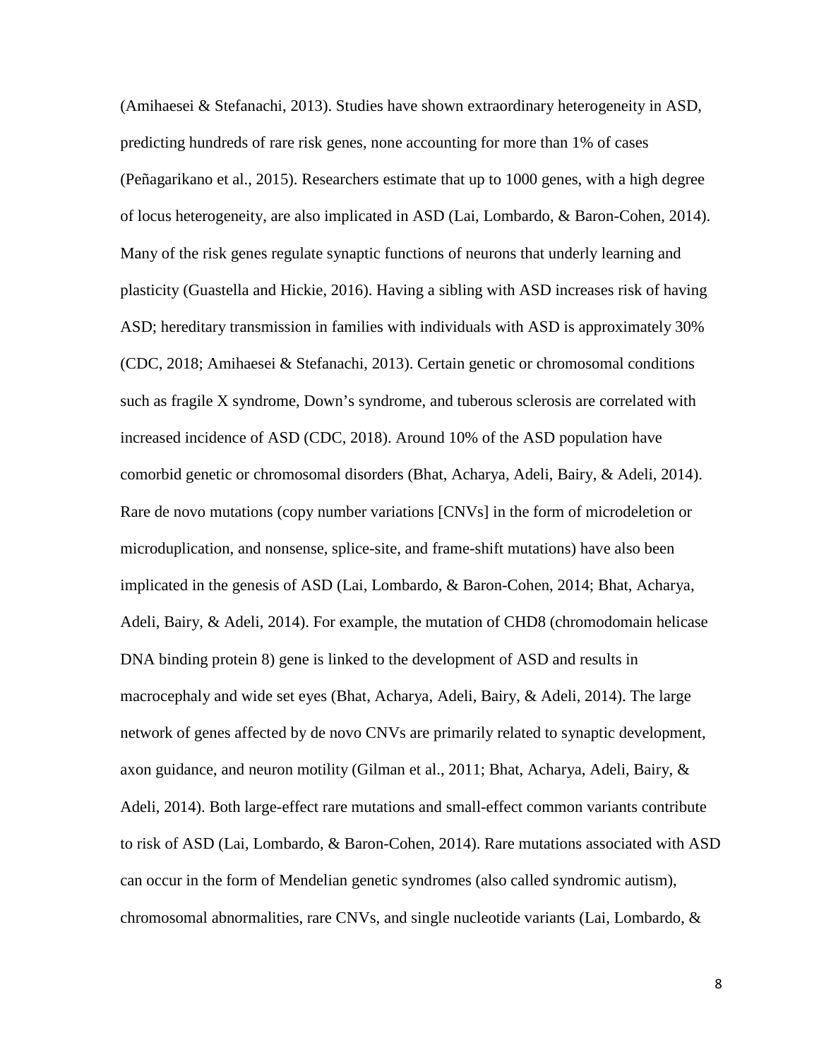(Amihaesei & Stefanachi, 2013). Studies have shown extraordinary heterogeneity in ASD, predicting hundreds of rare risk genes, none accounting for more than 1% of cases (Peñagarikano et al., 2015). Researchers estimate that up to 1000 genes, with a high degree of locus heterogeneity, are also implicated in ASD (Lai, Lombardo, & Baron-Cohen, 2014). Many of the risk genes regulate synaptic functions of neurons that underly learning and plasticity (Guastella and Hickie, 2016). Having a sibling with ASD increases risk of having ASD; hereditary transmission in families with individuals with ASD is approximately 30% (CDC, 2018; Amihaesei & Stefanachi, 2013). Certain genetic or chromosomal conditions such as fragile X syndrome, Down's syndrome, and tuberous sclerosis are correlated with increased incidence of ASD (CDC, 2018). Around 10% of the ASD population have comorbid genetic or chromosomal disorders (Bhat, Acharya, Adeli, Bairy, & Adeli, 2014). Rare de novo mutations (copy number variations [CNVs] in the form of microdeletion or microduplication, and nonsense, splice-site, and frame-shift mutations) have also been implicated in the genesis of ASD (Lai, Lombardo, & Baron-Cohen, 2014; Bhat, Acharya, Adeli, Bairy, & Adeli, 2014). For example, the mutation of CHD8 (chromodomain helicase DNA binding protein 8) gene is linked to the development of ASD and results in macrocephaly and wide set eyes (Bhat, Acharya, Adeli, Bairy, & Adeli, 2014). The large network of genes affected by de novo CNVs are primarily related to synaptic development, axon guidance, and neuron motility (Gilman et al., 2011; Bhat, Acharya, Adeli, Bairy, & Adeli, 2014). Both large-effect rare mutations and small-effect common variants contribute to risk of ASD (Lai, Lombardo, & Baron-Cohen, 2014). Rare mutations associated with ASD can occur in the form of Mendelian genetic syndromes (also called syndromic autism), chromosomal abnormalities, rare CNVs, and single nucleotide variants (Lai, Lombardo, &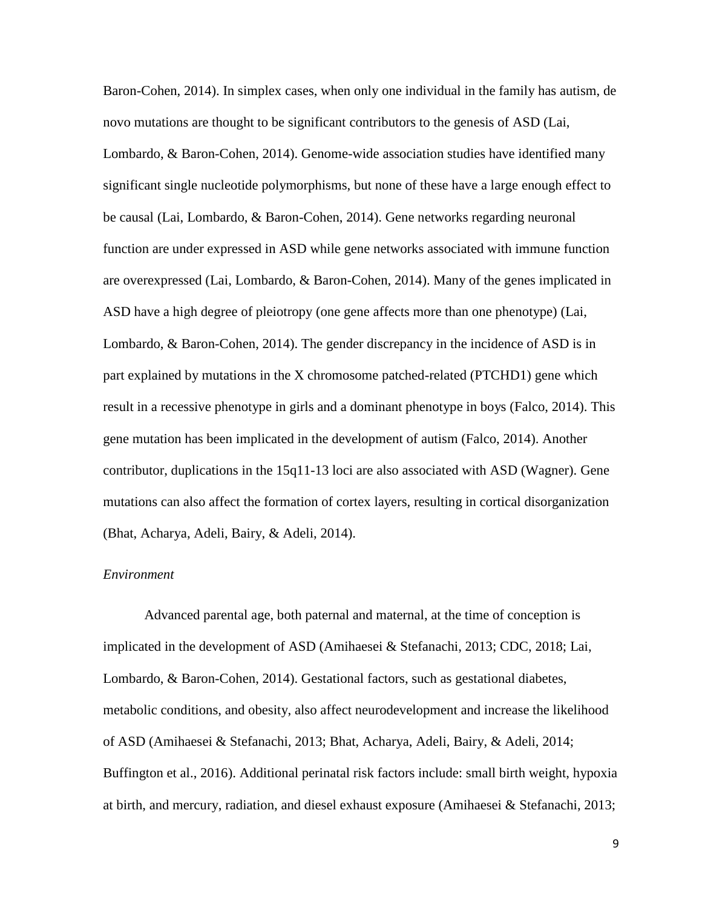Baron-Cohen, 2014). In simplex cases, when only one individual in the family has autism, de novo mutations are thought to be significant contributors to the genesis of ASD (Lai, Lombardo, & Baron-Cohen, 2014). Genome-wide association studies have identified many significant single nucleotide polymorphisms, but none of these have a large enough effect to be causal (Lai, Lombardo, & Baron-Cohen, 2014). Gene networks regarding neuronal function are under expressed in ASD while gene networks associated with immune function are overexpressed (Lai, Lombardo, & Baron-Cohen, 2014). Many of the genes implicated in ASD have a high degree of pleiotropy (one gene affects more than one phenotype) (Lai, Lombardo, & Baron-Cohen, 2014). The gender discrepancy in the incidence of ASD is in part explained by mutations in the X chromosome patched-related (PTCHD1) gene which result in a recessive phenotype in girls and a dominant phenotype in boys (Falco, 2014). This gene mutation has been implicated in the development of autism (Falco, 2014). Another contributor, duplications in the 15q11-13 loci are also associated with ASD (Wagner). Gene mutations can also affect the formation of cortex layers, resulting in cortical disorganization (Bhat, Acharya, Adeli, Bairy, & Adeli, 2014).

*Environment*

Advanced parental age, both paternal and maternal, at the time of conception is implicated in the development of ASD (Amihaesei & Stefanachi, 2013; CDC, 2018; Lai, Lombardo, & Baron-Cohen, 2014). Gestational factors, such as gestational diabetes, metabolic conditions, and obesity, also affect neurodevelopment and increase the likelihood of ASD (Amihaesei & Stefanachi, 2013; Bhat, Acharya, Adeli, Bairy, & Adeli, 2014; Buffington et al., 2016). Additional perinatal risk factors include: small birth weight, hypoxia at birth, and mercury, radiation, and diesel exhaust exposure (Amihaesei & Stefanachi, 2013;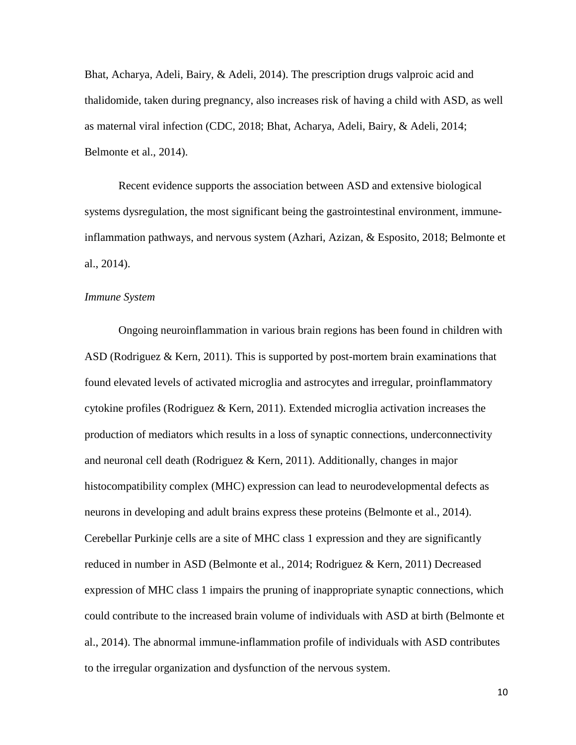Bhat, Acharya, Adeli, Bairy, & Adeli, 2014). The prescription drugs valproic acid and thalidomide, taken during pregnancy, also increases risk of having a child with ASD, as well as maternal viral infection (CDC, 2018; Bhat, Acharya, Adeli, Bairy, & Adeli, 2014; Belmonte et al., 2014).

Recent evidence supports the association between ASD and extensive biological systems dysregulation, the most significant being the gastrointestinal environment, immune-inflammation pathways, and nervous system (Azhari, Azizan, & Esposito, 2018; Belmonte et al., 2014).

*Immune System*

Ongoing neuroinflammation in various brain regions has been found in children with ASD (Rodriguez & Kern, 2011). This is supported by post-mortem brain examinations that found elevated levels of activated microglia and astrocytes and irregular, proinflammatory cytokine profiles (Rodriguez & Kern, 2011). Extended microglia activation increases the production of mediators which results in a loss of synaptic connections, underconnectivity and neuronal cell death (Rodriguez & Kern, 2011). Additionally, changes in major histocompatibility complex (MHC) expression can lead to neurodevelopmental defects as neurons in developing and adult brains express these proteins (Belmonte et al., 2014). Cerebellar Purkinje cells are a site of MHC class 1 expression and they are significantly reduced in number in ASD (Belmonte et al., 2014; Rodriguez & Kern, 2011) Decreased expression of MHC class 1 impairs the pruning of inappropriate synaptic connections, which could contribute to the increased brain volume of individuals with ASD at birth (Belmonte et al., 2014). The abnormal immune-inflammation profile of individuals with ASD contributes to the irregular organization and dysfunction of the nervous system.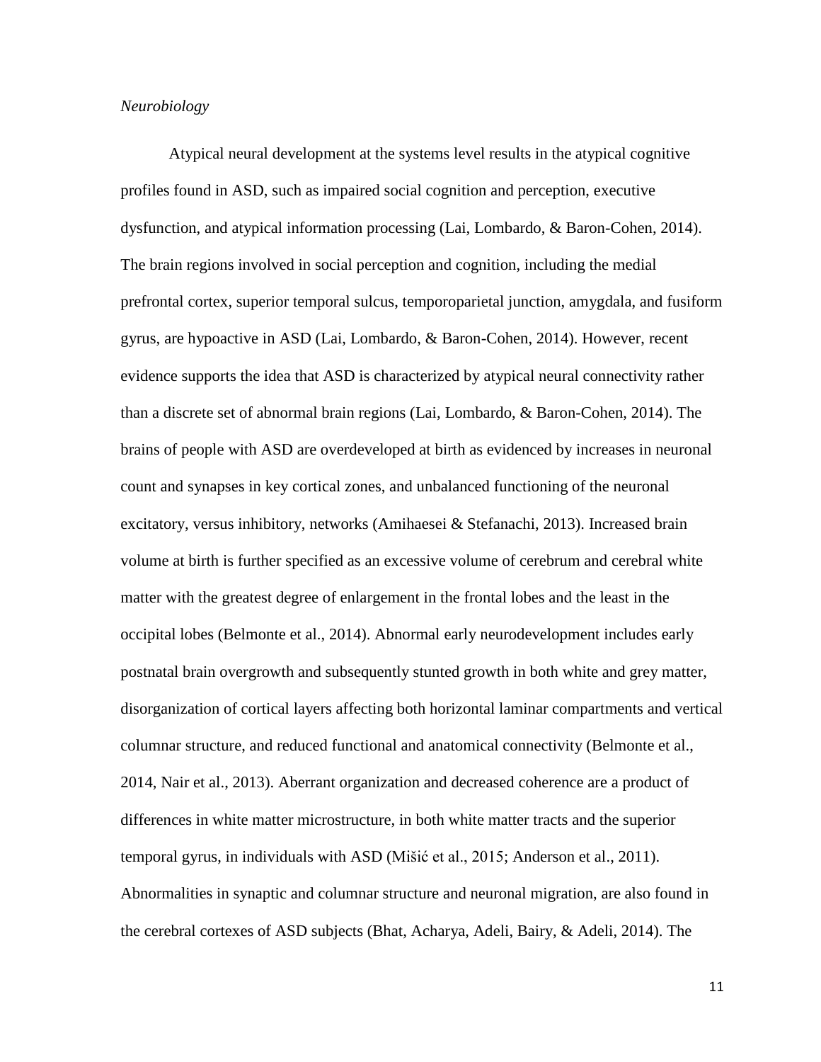*Neurobiology*

Atypical neural development at the systems level results in the atypical cognitive profiles found in ASD, such as impaired social cognition and perception, executive dysfunction, and atypical information processing (Lai, Lombardo, & Baron-Cohen, 2014). The brain regions involved in social perception and cognition, including the medial prefrontal cortex, superior temporal sulcus, temporoparietal junction, amygdala, and fusiform gyrus, are hypoactive in ASD (Lai, Lombardo, & Baron-Cohen, 2014). However, recent evidence supports the idea that ASD is characterized by atypical neural connectivity rather than a discrete set of abnormal brain regions (Lai, Lombardo, & Baron-Cohen, 2014). The brains of people with ASD are overdeveloped at birth as evidenced by increases in neuronal count and synapses in key cortical zones, and unbalanced functioning of the neuronal excitatory, versus inhibitory, networks (Amihaesei & Stefanachi, 2013). Increased brain volume at birth is further specified as an excessive volume of cerebrum and cerebral white matter with the greatest degree of enlargement in the frontal lobes and the least in the occipital lobes (Belmonte et al., 2014). Abnormal early neurodevelopment includes early postnatal brain overgrowth and subsequently stunted growth in both white and grey matter, disorganization of cortical layers affecting both horizontal laminar compartments and vertical columnar structure, and reduced functional and anatomical connectivity (Belmonte et al., 2014, Nair et al., 2013). Aberrant organization and decreased coherence are a product of differences in white matter microstructure, in both white matter tracts and the superior temporal gyrus, in individuals with ASD (Mišić et al., 2015; Anderson et al., 2011). Abnormalities in synaptic and columnar structure and neuronal migration, are also found in the cerebral cortexes of ASD subjects (Bhat, Acharya, Adeli, Bairy, & Adeli, 2014). The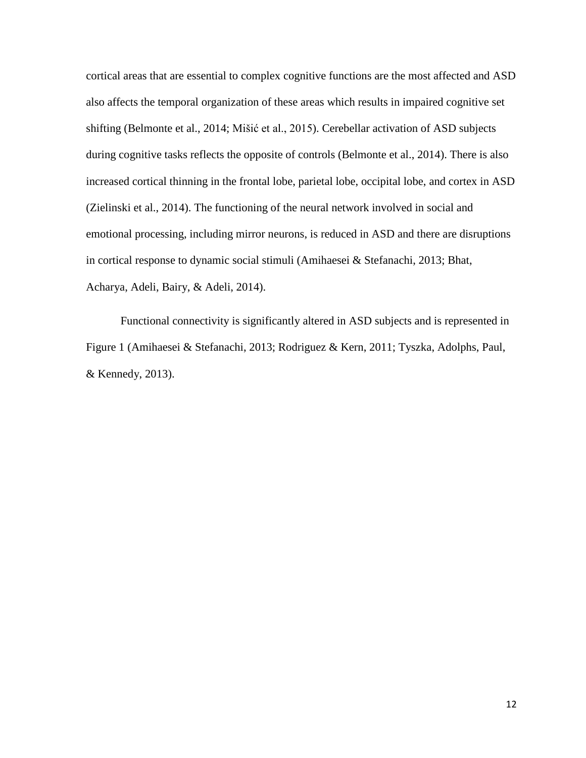cortical areas that are essential to complex cognitive functions are the most affected and ASD also affects the temporal organization of these areas which results in impaired cognitive set shifting (Belmonte et al., 2014; Mišić et al., 2015). Cerebellar activation of ASD subjects during cognitive tasks reflects the opposite of controls (Belmonte et al., 2014). There is also increased cortical thinning in the frontal lobe, parietal lobe, occipital lobe, and cortex in ASD (Zielinski et al., 2014). The functioning of the neural network involved in social and emotional processing, including mirror neurons, is reduced in ASD and there are disruptions in cortical response to dynamic social stimuli (Amihaesei & Stefanachi, 2013; Bhat, Acharya, Adeli, Bairy, & Adeli, 2014).

Functional connectivity is significantly altered in ASD subjects and is represented in Figure 1 (Amihaesei & Stefanachi, 2013; Rodriguez & Kern, 2011; Tyszka, Adolphs, Paul, & Kennedy, 2013).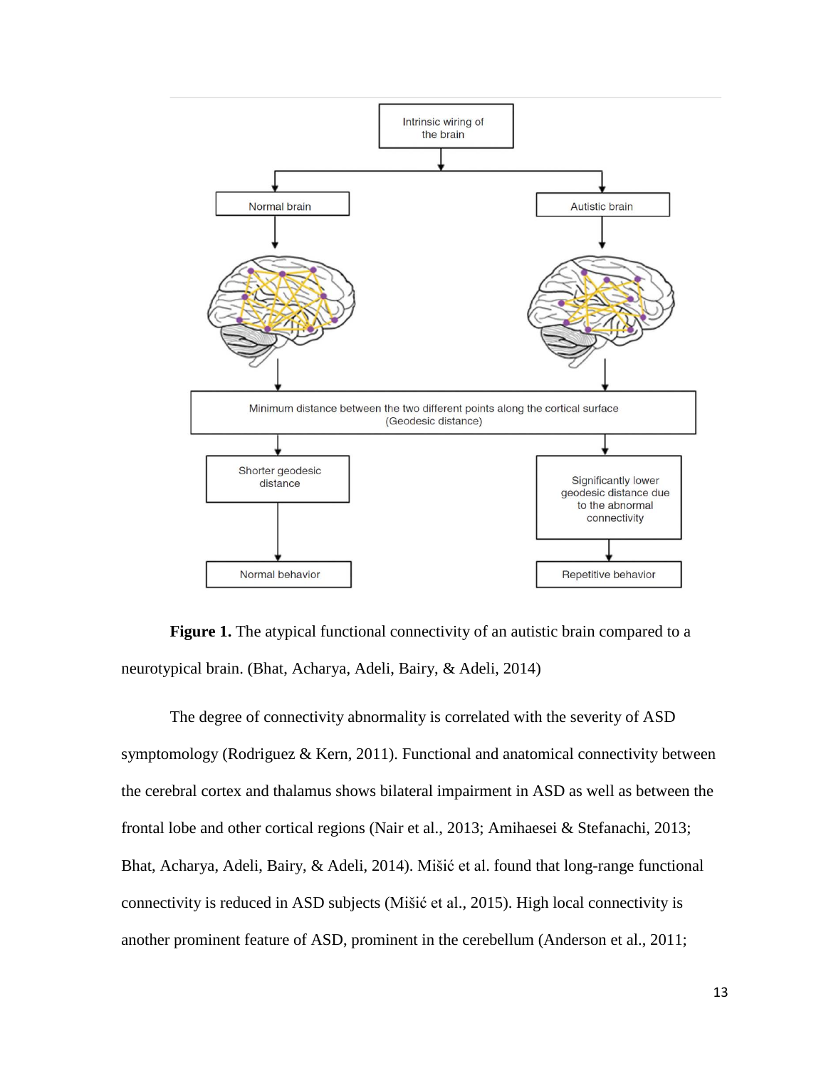**Figure 1.** The atypical functional connectivity of an autistic brain compared to a neurotypical brain. (Bhat, Acharya, Adeli, Bairy, & Adeli, 2014)

The degree of connectivity abnormality is correlated with the severity of ASD symptomology (Rodriguez & Kern, 2011). Functional and anatomical connectivity between the cerebral cortex and thalamus shows bilateral impairment in ASD as well as between the frontal lobe and other cortical regions (Nair et al., 2013; Amihaesei & Stefanachi, 2013; Bhat, Acharya, Adeli, Bairy, & Adeli, 2014). Mišić et al. found that long-range functional connectivity is reduced in ASD subjects (Mišić et al., 2015). High local connectivity is another prominent feature of ASD, prominent in the cerebellum (Anderson et al., 2011;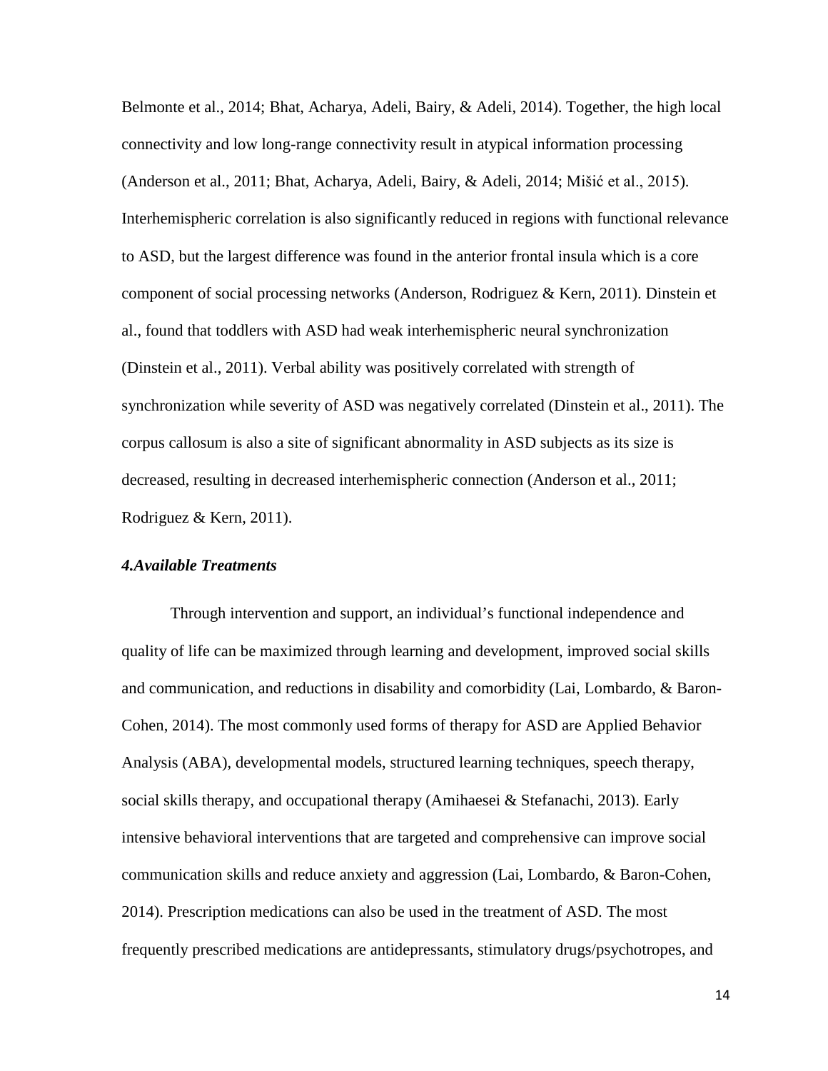Belmonte et al., 2014; Bhat, Acharya, Adeli, Bairy, & Adeli, 2014). Together, the high local connectivity and low long-range connectivity result in atypical information processing (Anderson et al., 2011; Bhat, Acharya, Adeli, Bairy, & Adeli, 2014; Mišić et al., 2015). Interhemispheric correlation is also significantly reduced in regions with functional relevance to ASD, but the largest difference was found in the anterior frontal insula which is a core component of social processing networks (Anderson, Rodriguez & Kern, 2011). Dinstein et al., found that toddlers with ASD had weak interhemispheric neural synchronization (Dinstein et al., 2011). Verbal ability was positively correlated with strength of synchronization while severity of ASD was negatively correlated (Dinstein et al., 2011). The corpus callosum is also a site of significant abnormality in ASD subjects as its size is decreased, resulting in decreased interhemispheric connection (Anderson et al., 2011; Rodriguez & Kern, 2011).

### *4.Available Treatments*

Through intervention and support, an individual's functional independence and quality of life can be maximized through learning and development, improved social skills and communication, and reductions in disability and comorbidity (Lai, Lombardo, & Baron-Cohen, 2014). The most commonly used forms of therapy for ASD are Applied Behavior Analysis (ABA), developmental models, structured learning techniques, speech therapy, social skills therapy, and occupational therapy (Amihaesei & Stefanachi, 2013). Early intensive behavioral interventions that are targeted and comprehensive can improve social communication skills and reduce anxiety and aggression (Lai, Lombardo, & Baron-Cohen, 2014). Prescription medications can also be used in the treatment of ASD. The most frequently prescribed medications are antidepressants, stimulatory drugs/psychotropes, and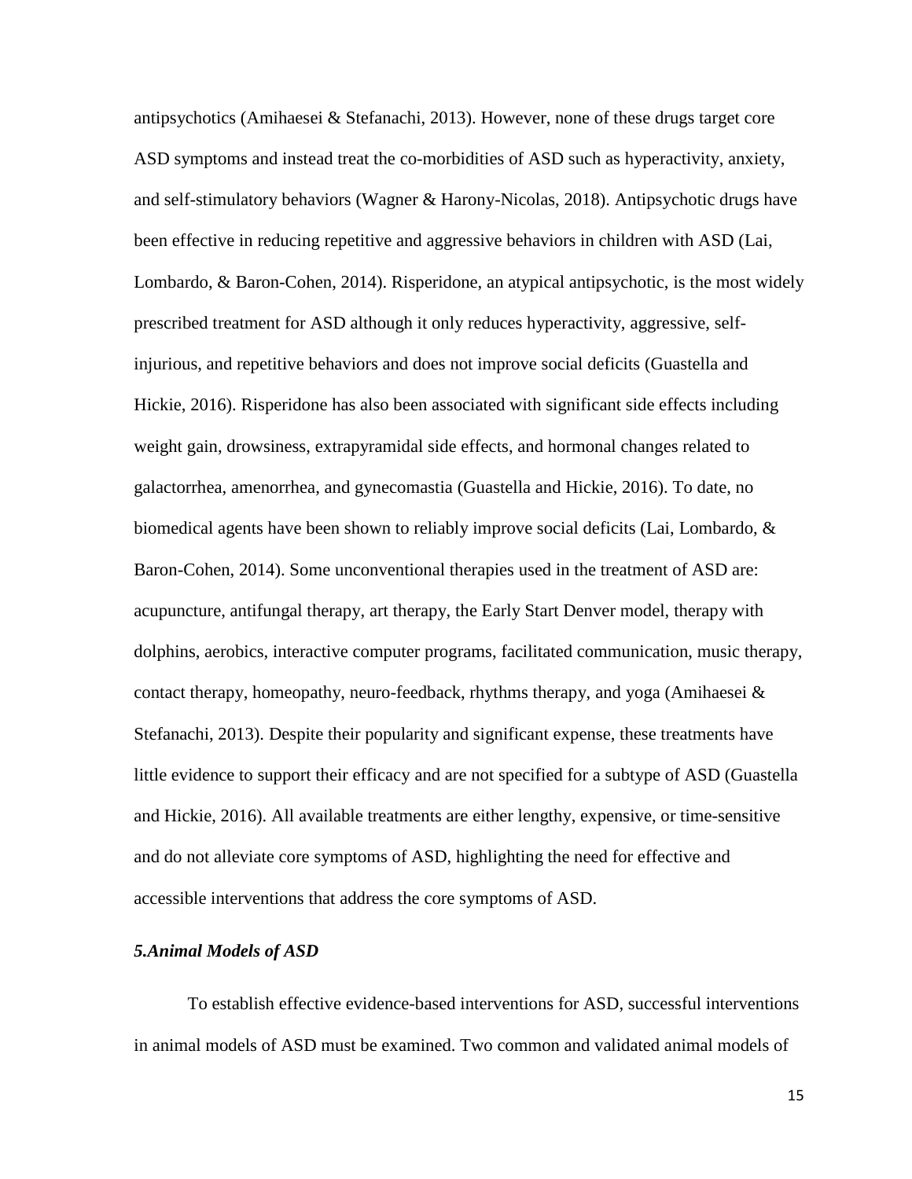antipsychotics (Amihaesei & Stefanachi, 2013). However, none of these drugs target core ASD symptoms and instead treat the co-morbidities of ASD such as hyperactivity, anxiety, and self-stimulatory behaviors (Wagner & Harony-Nicolas, 2018). Antipsychotic drugs have been effective in reducing repetitive and aggressive behaviors in children with ASD (Lai, Lombardo, & Baron-Cohen, 2014). Risperidone, an atypical antipsychotic, is the most widely prescribed treatment for ASD although it only reduces hyperactivity, aggressive, self-injurious, and repetitive behaviors and does not improve social deficits (Guastella and Hickie, 2016). Risperidone has also been associated with significant side effects including weight gain, drowsiness, extrapyramidal side effects, and hormonal changes related to galactorrhea, amenorrhea, and gynecomastia (Guastella and Hickie, 2016). To date, no biomedical agents have been shown to reliably improve social deficits (Lai, Lombardo, & Baron-Cohen, 2014). Some unconventional therapies used in the treatment of ASD are: acupuncture, antifungal therapy, art therapy, the Early Start Denver model, therapy with dolphins, aerobics, interactive computer programs, facilitated communication, music therapy, contact therapy, homeopathy, neuro-feedback, rhythms therapy, and yoga (Amihaesei & Stefanachi, 2013). Despite their popularity and significant expense, these treatments have little evidence to support their efficacy and are not specified for a subtype of ASD (Guastella and Hickie, 2016). All available treatments are either lengthy, expensive, or time-sensitive and do not alleviate core symptoms of ASD, highlighting the need for effective and accessible interventions that address the core symptoms of ASD.

### *5.Animal Models of ASD*

To establish effective evidence-based interventions for ASD, successful interventions in animal models of ASD must be examined. Two common and validated animal models of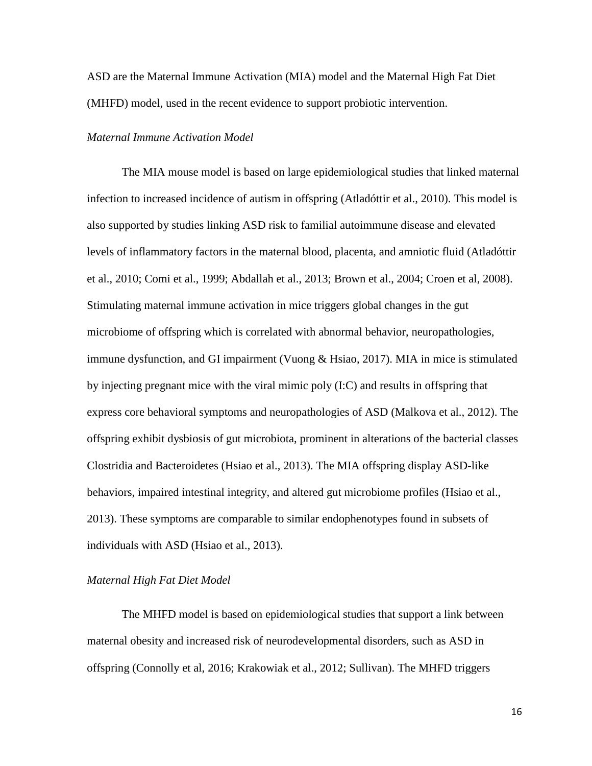ASD are the Maternal Immune Activation (MIA) model and the Maternal High Fat Diet (MHFD) model, used in the recent evidence to support probiotic intervention.

### *Maternal Immune Activation Model*

The MIA mouse model is based on large epidemiological studies that linked maternal infection to increased incidence of autism in offspring (Atladóttir et al., 2010). This model is also supported by studies linking ASD risk to familial autoimmune disease and elevated levels of inflammatory factors in the maternal blood, placenta, and amniotic fluid (Atladóttir et al., 2010; Comi et al., 1999; Abdallah et al., 2013; Brown et al., 2004; Croen et al, 2008). Stimulating maternal immune activation in mice triggers global changes in the gut microbiome of offspring which is correlated with abnormal behavior, neuropathologies, immune dysfunction, and GI impairment (Vuong & Hsiao, 2017). MIA in mice is stimulated by injecting pregnant mice with the viral mimic poly (I:C) and results in offspring that express core behavioral symptoms and neuropathologies of ASD (Malkova et al., 2012). The offspring exhibit dysbiosis of gut microbiota, prominent in alterations of the bacterial classes Clostridia and Bacteroidetes (Hsiao et al., 2013). The MIA offspring display ASD-like behaviors, impaired intestinal integrity, and altered gut microbiome profiles (Hsiao et al., 2013). These symptoms are comparable to similar endophenotypes found in subsets of individuals with ASD (Hsiao et al., 2013).

### *Maternal High Fat Diet Model*

The MHFD model is based on epidemiological studies that support a link between maternal obesity and increased risk of neurodevelopmental disorders, such as ASD in offspring (Connolly et al, 2016; Krakowiak et al., 2012; Sullivan). The MHFD triggers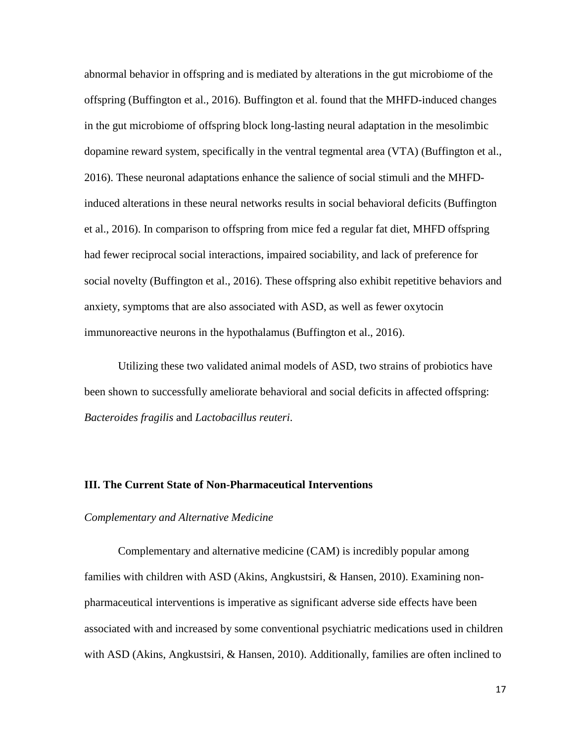abnormal behavior in offspring and is mediated by alterations in the gut microbiome of the offspring (Buffington et al., 2016). Buffington et al. found that the MHFD-induced changes in the gut microbiome of offspring block long-lasting neural adaptation in the mesolimbic dopamine reward system, specifically in the ventral tegmental area (VTA) (Buffington et al., 2016). These neuronal adaptations enhance the salience of social stimuli and the MHFD-induced alterations in these neural networks results in social behavioral deficits (Buffington et al., 2016). In comparison to offspring from mice fed a regular fat diet, MHFD offspring had fewer reciprocal social interactions, impaired sociability, and lack of preference for social novelty (Buffington et al., 2016). These offspring also exhibit repetitive behaviors and anxiety, symptoms that are also associated with ASD, as well as fewer oxytocin immunoreactive neurons in the hypothalamus (Buffington et al., 2016).

Utilizing these two validated animal models of ASD, two strains of probiotics have been shown to successfully ameliorate behavioral and social deficits in affected offspring: *Bacteroides fragilis* and *Lactobacillus reuteri*.

## III. The Current State of Non-Pharmaceutical Interventions

### *Complementary and Alternative Medicine*

Complementary and alternative medicine (CAM) is incredibly popular among families with children with ASD (Akins, Angkustsiri, & Hansen, 2010). Examining non-pharmaceutical interventions is imperative as significant adverse side effects have been associated with and increased by some conventional psychiatric medications used in children with ASD (Akins, Angkustsiri, & Hansen, 2010). Additionally, families are often inclined to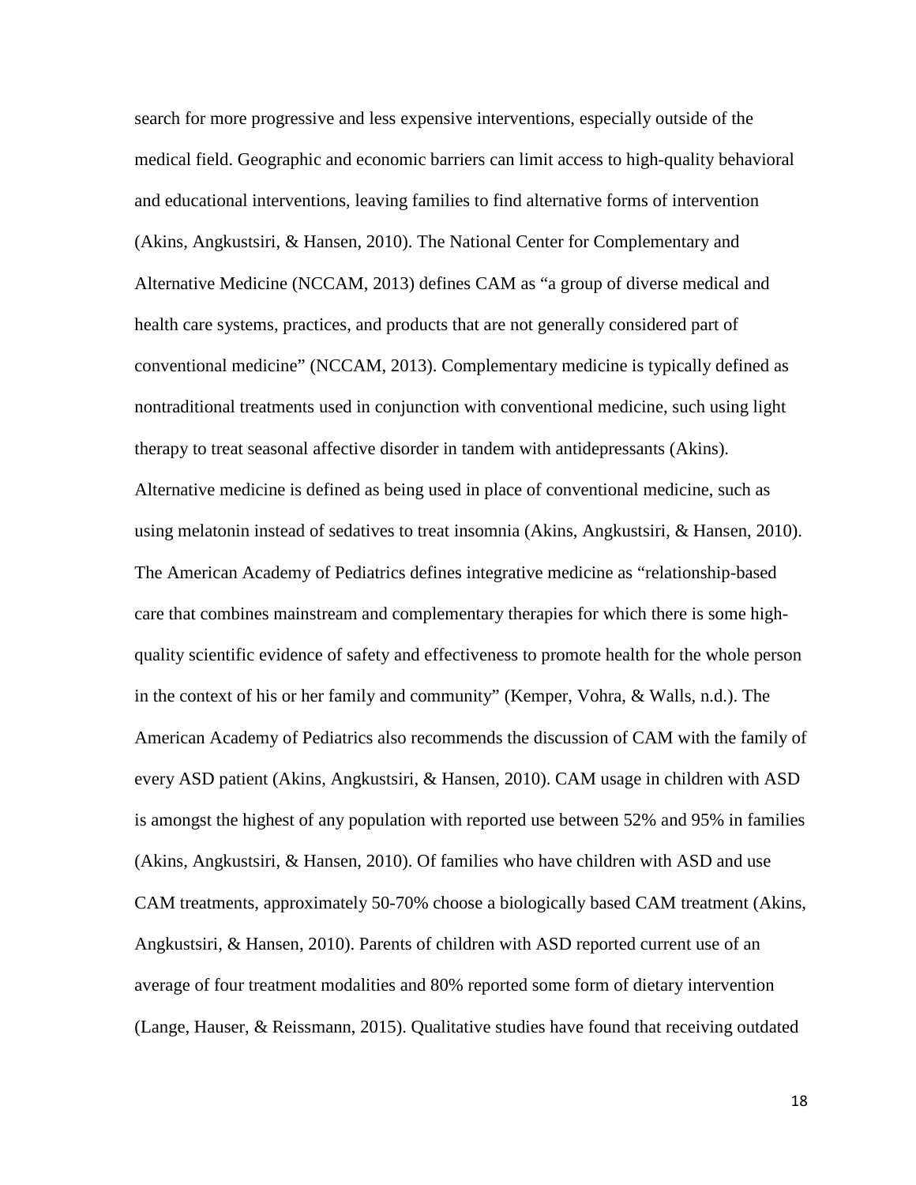search for more progressive and less expensive interventions, especially outside of the medical field. Geographic and economic barriers can limit access to high-quality behavioral and educational interventions, leaving families to find alternative forms of intervention (Akins, Angkustsiri, & Hansen, 2010). The National Center for Complementary and Alternative Medicine (NCCAM, 2013) defines CAM as "a group of diverse medical and health care systems, practices, and products that are not generally considered part of conventional medicine" (NCCAM, 2013). Complementary medicine is typically defined as nontraditional treatments used in conjunction with conventional medicine, such using light therapy to treat seasonal affective disorder in tandem with antidepressants (Akins). Alternative medicine is defined as being used in place of conventional medicine, such as using melatonin instead of sedatives to treat insomnia (Akins, Angkustsiri, & Hansen, 2010). The American Academy of Pediatrics defines integrative medicine as "relationship-based care that combines mainstream and complementary therapies for which there is some high-quality scientific evidence of safety and effectiveness to promote health for the whole person in the context of his or her family and community" (Kemper, Vohra, & Walls, n.d.). The American Academy of Pediatrics also recommends the discussion of CAM with the family of every ASD patient (Akins, Angkustsiri, & Hansen, 2010). CAM usage in children with ASD is amongst the highest of any population with reported use between 52% and 95% in families (Akins, Angkustsiri, & Hansen, 2010). Of families who have children with ASD and use CAM treatments, approximately 50-70% choose a biologically based CAM treatment (Akins, Angkustsiri, & Hansen, 2010). Parents of children with ASD reported current use of an average of four treatment modalities and 80% reported some form of dietary intervention (Lange, Hauser, & Reissmann, 2015). Qualitative studies have found that receiving outdated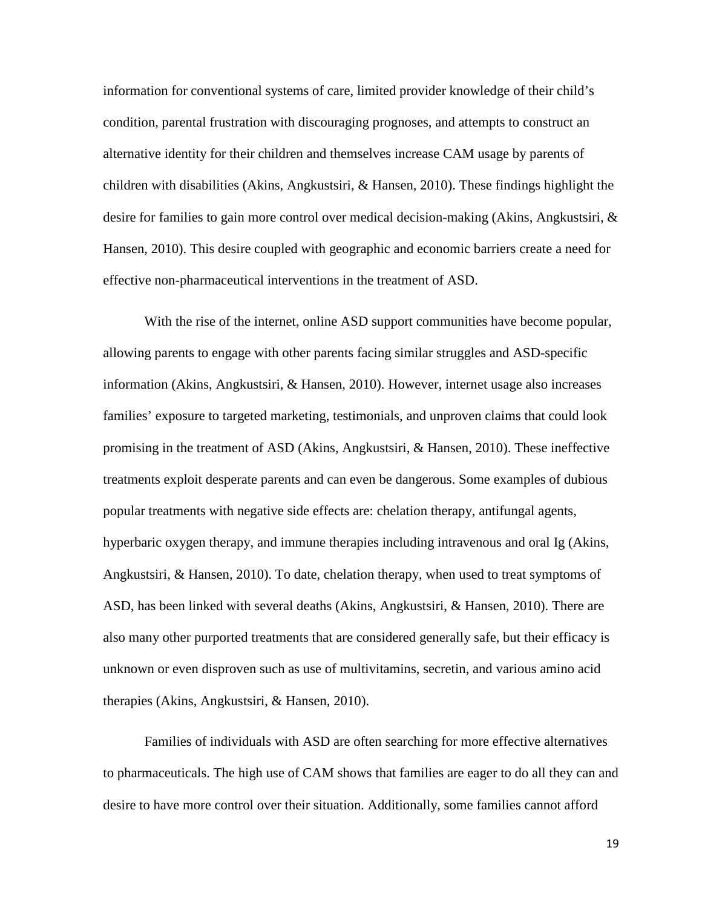information for conventional systems of care, limited provider knowledge of their child's condition, parental frustration with discouraging prognoses, and attempts to construct an alternative identity for their children and themselves increase CAM usage by parents of children with disabilities (Akins, Angkustsiri, & Hansen, 2010). These findings highlight the desire for families to gain more control over medical decision-making (Akins, Angkustsiri, & Hansen, 2010). This desire coupled with geographic and economic barriers create a need for effective non-pharmaceutical interventions in the treatment of ASD.

With the rise of the internet, online ASD support communities have become popular, allowing parents to engage with other parents facing similar struggles and ASD-specific information (Akins, Angkustsiri, & Hansen, 2010). However, internet usage also increases families' exposure to targeted marketing, testimonials, and unproven claims that could look promising in the treatment of ASD (Akins, Angkustsiri, & Hansen, 2010). These ineffective treatments exploit desperate parents and can even be dangerous. Some examples of dubious popular treatments with negative side effects are: chelation therapy, antifungal agents, hyperbaric oxygen therapy, and immune therapies including intravenous and oral Ig (Akins, Angkustsiri, & Hansen, 2010). To date, chelation therapy, when used to treat symptoms of ASD, has been linked with several deaths (Akins, Angkustsiri, & Hansen, 2010). There are also many other purported treatments that are considered generally safe, but their efficacy is unknown or even disproven such as use of multivitamins, secretin, and various amino acid therapies (Akins, Angkustsiri, & Hansen, 2010).

Families of individuals with ASD are often searching for more effective alternatives to pharmaceuticals. The high use of CAM shows that families are eager to do all they can and desire to have more control over their situation. Additionally, some families cannot afford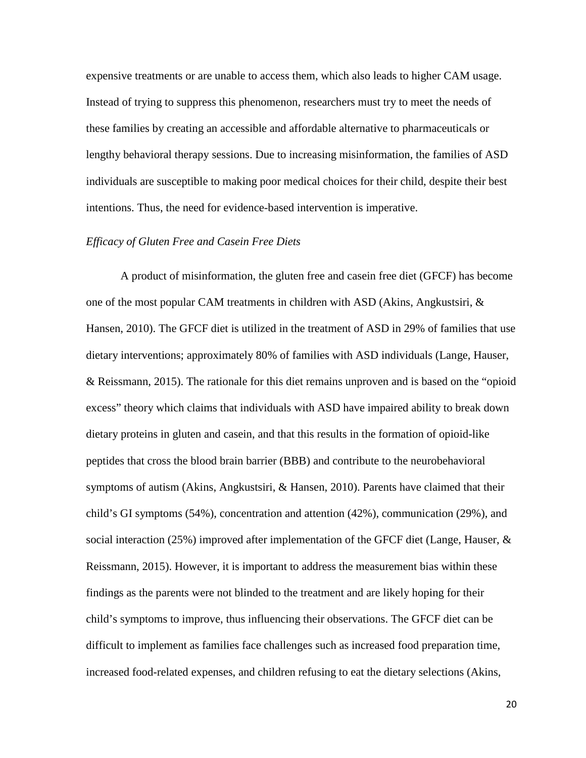expensive treatments or are unable to access them, which also leads to higher CAM usage. Instead of trying to suppress this phenomenon, researchers must try to meet the needs of these families by creating an accessible and affordable alternative to pharmaceuticals or lengthy behavioral therapy sessions. Due to increasing misinformation, the families of ASD individuals are susceptible to making poor medical choices for their child, despite their best intentions. Thus, the need for evidence-based intervention is imperative.

### *Efficacy of Gluten Free and Casein Free Diets*

A product of misinformation, the gluten free and casein free diet (GFCF) has become one of the most popular CAM treatments in children with ASD (Akins, Angkustsiri, & Hansen, 2010). The GFCF diet is utilized in the treatment of ASD in 29% of families that use dietary interventions; approximately 80% of families with ASD individuals (Lange, Hauser, & Reissmann, 2015). The rationale for this diet remains unproven and is based on the "opioid excess" theory which claims that individuals with ASD have impaired ability to break down dietary proteins in gluten and casein, and that this results in the formation of opioid-like peptides that cross the blood brain barrier (BBB) and contribute to the neurobehavioral symptoms of autism (Akins, Angkustsiri, & Hansen, 2010). Parents have claimed that their child's GI symptoms (54%), concentration and attention (42%), communication (29%), and social interaction (25%) improved after implementation of the GFCF diet (Lange, Hauser, & Reissmann, 2015). However, it is important to address the measurement bias within these findings as the parents were not blinded to the treatment and are likely hoping for their child's symptoms to improve, thus influencing their observations. The GFCF diet can be difficult to implement as families face challenges such as increased food preparation time, increased food-related expenses, and children refusing to eat the dietary selections (Akins,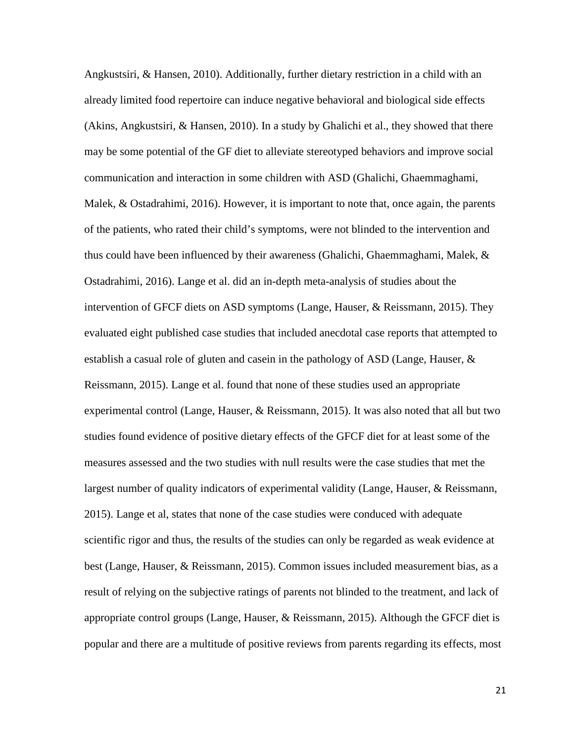Angkustsiri, & Hansen, 2010). Additionally, further dietary restriction in a child with an already limited food repertoire can induce negative behavioral and biological side effects (Akins, Angkustsiri, & Hansen, 2010). In a study by Ghalichi et al., they showed that there may be some potential of the GF diet to alleviate stereotyped behaviors and improve social communication and interaction in some children with ASD (Ghalichi, Ghaemmaghami, Malek, & Ostadrahimi, 2016). However, it is important to note that, once again, the parents of the patients, who rated their child's symptoms, were not blinded to the intervention and thus could have been influenced by their awareness (Ghalichi, Ghaemmaghami, Malek, & Ostadrahimi, 2016). Lange et al. did an in-depth meta-analysis of studies about the intervention of GFCF diets on ASD symptoms (Lange, Hauser, & Reissmann, 2015). They evaluated eight published case studies that included anecdotal case reports that attempted to establish a casual role of gluten and casein in the pathology of ASD (Lange, Hauser, & Reissmann, 2015). Lange et al. found that none of these studies used an appropriate experimental control (Lange, Hauser, & Reissmann, 2015). It was also noted that all but two studies found evidence of positive dietary effects of the GFCF diet for at least some of the measures assessed and the two studies with null results were the case studies that met the largest number of quality indicators of experimental validity (Lange, Hauser, & Reissmann, 2015). Lange et al, states that none of the case studies were conduced with adequate scientific rigor and thus, the results of the studies can only be regarded as weak evidence at best (Lange, Hauser, & Reissmann, 2015). Common issues included measurement bias, as a result of relying on the subjective ratings of parents not blinded to the treatment, and lack of appropriate control groups (Lange, Hauser, & Reissmann, 2015). Although the GFCF diet is popular and there are a multitude of positive reviews from parents regarding its effects, most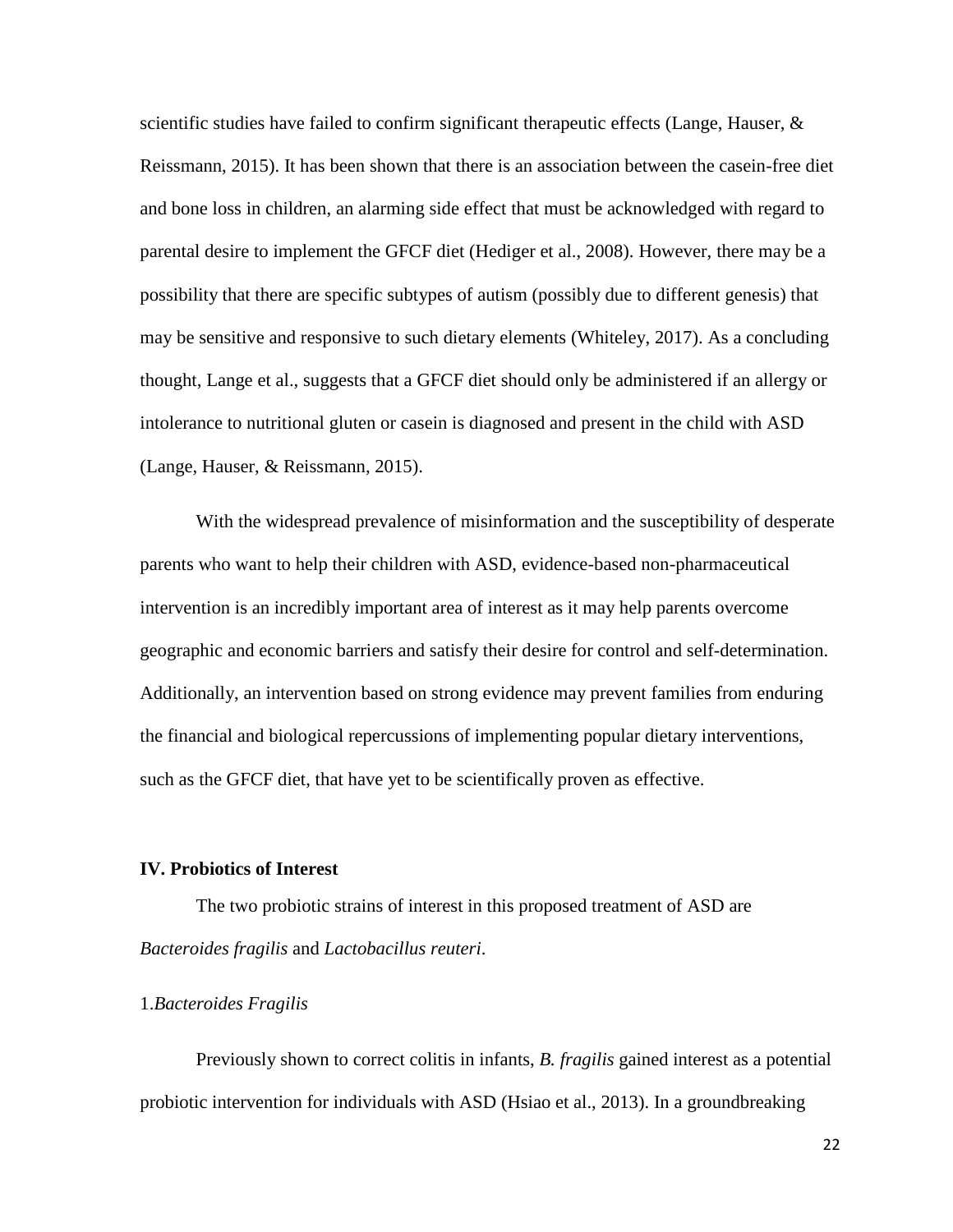scientific studies have failed to confirm significant therapeutic effects (Lange, Hauser, & Reissmann, 2015). It has been shown that there is an association between the casein-free diet and bone loss in children, an alarming side effect that must be acknowledged with regard to parental desire to implement the GFCF diet (Hediger et al., 2008). However, there may be a possibility that there are specific subtypes of autism (possibly due to different genesis) that may be sensitive and responsive to such dietary elements (Whiteley, 2017). As a concluding thought, Lange et al., suggests that a GFCF diet should only be administered if an allergy or intolerance to nutritional gluten or casein is diagnosed and present in the child with ASD (Lange, Hauser, & Reissmann, 2015).

With the widespread prevalence of misinformation and the susceptibility of desperate parents who want to help their children with ASD, evidence-based non-pharmaceutical intervention is an incredibly important area of interest as it may help parents overcome geographic and economic barriers and satisfy their desire for control and self-determination. Additionally, an intervention based on strong evidence may prevent families from enduring the financial and biological repercussions of implementing popular dietary interventions, such as the GFCF diet, that have yet to be scientifically proven as effective.

## IV. Probiotics of Interest

The two probiotic strains of interest in this proposed treatment of ASD are *Bacteroides fragilis* and *Lactobacillus reuteri*.

### 1. *Bacteroides Fragilis*

Previously shown to correct colitis in infants, *B. fragilis* gained interest as a potential probiotic intervention for individuals with ASD (Hsiao et al., 2013). In a groundbreaking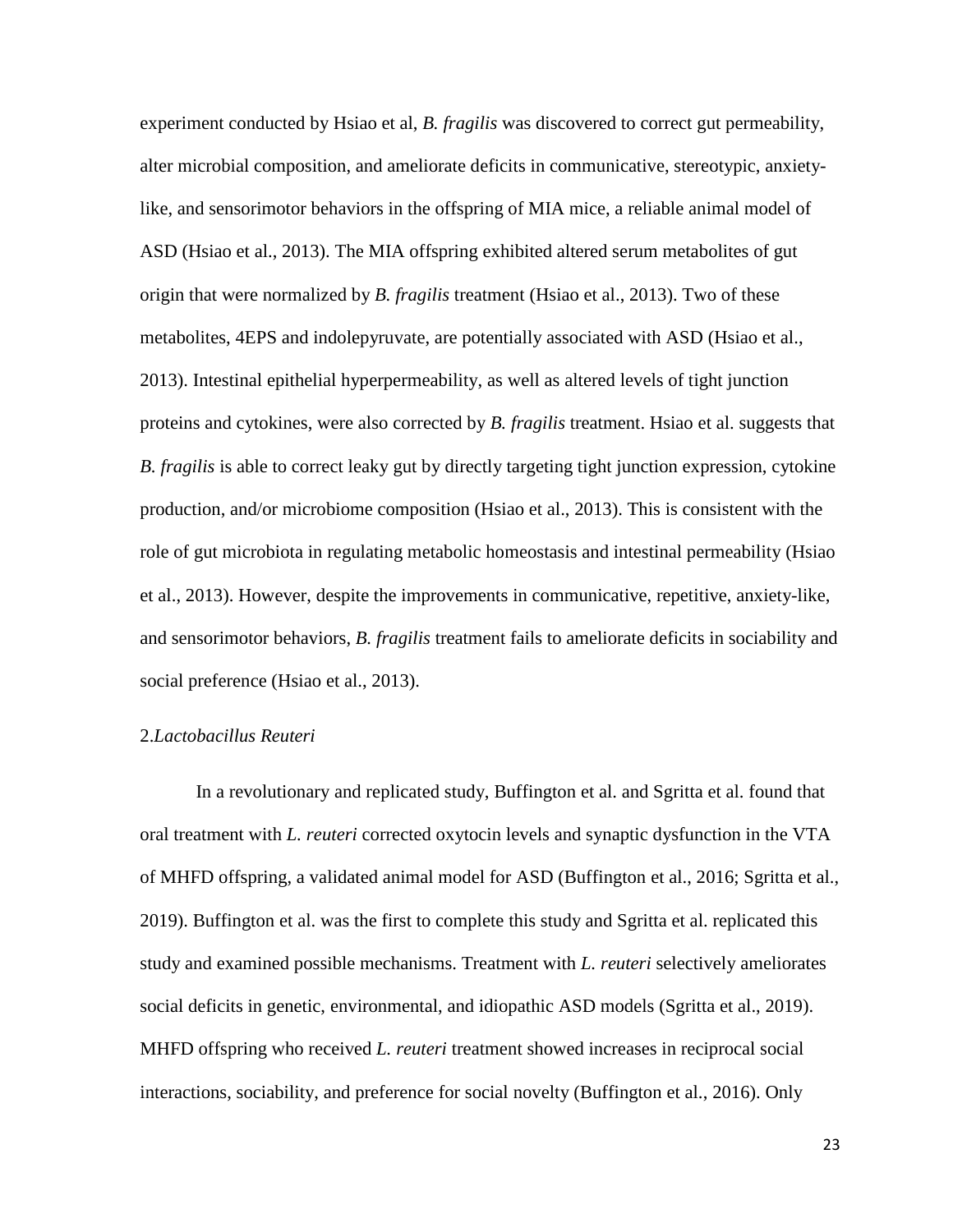experiment conducted by Hsiao et al, *B. fragilis* was discovered to correct gut permeability, alter microbial composition, and ameliorate deficits in communicative, stereotypic, anxiety-like, and sensorimotor behaviors in the offspring of MIA mice, a reliable animal model of ASD (Hsiao et al., 2013). The MIA offspring exhibited altered serum metabolites of gut origin that were normalized by *B. fragilis* treatment (Hsiao et al., 2013). Two of these metabolites, 4EPS and indolepyruvate, are potentially associated with ASD (Hsiao et al., 2013). Intestinal epithelial hyperpermeability, as well as altered levels of tight junction proteins and cytokines, were also corrected by *B. fragilis* treatment. Hsiao et al. suggests that *B. fragilis* is able to correct leaky gut by directly targeting tight junction expression, cytokine production, and/or microbiome composition (Hsiao et al., 2013). This is consistent with the role of gut microbiota in regulating metabolic homeostasis and intestinal permeability (Hsiao et al., 2013). However, despite the improvements in communicative, repetitive, anxiety-like, and sensorimotor behaviors, *B. fragilis* treatment fails to ameliorate deficits in sociability and social preference (Hsiao et al., 2013).

2.*Lactobacillus Reuteri*

In a revolutionary and replicated study, Buffington et al. and Sgritta et al. found that oral treatment with *L. reuteri* corrected oxytocin levels and synaptic dysfunction in the VTA of MHFD offspring, a validated animal model for ASD (Buffington et al., 2016; Sgritta et al., 2019). Buffington et al. was the first to complete this study and Sgritta et al. replicated this study and examined possible mechanisms. Treatment with *L. reuteri* selectively ameliorates social deficits in genetic, environmental, and idiopathic ASD models (Sgritta et al., 2019). MHFD offspring who received *L. reuteri* treatment showed increases in reciprocal social interactions, sociability, and preference for social novelty (Buffington et al., 2016). Only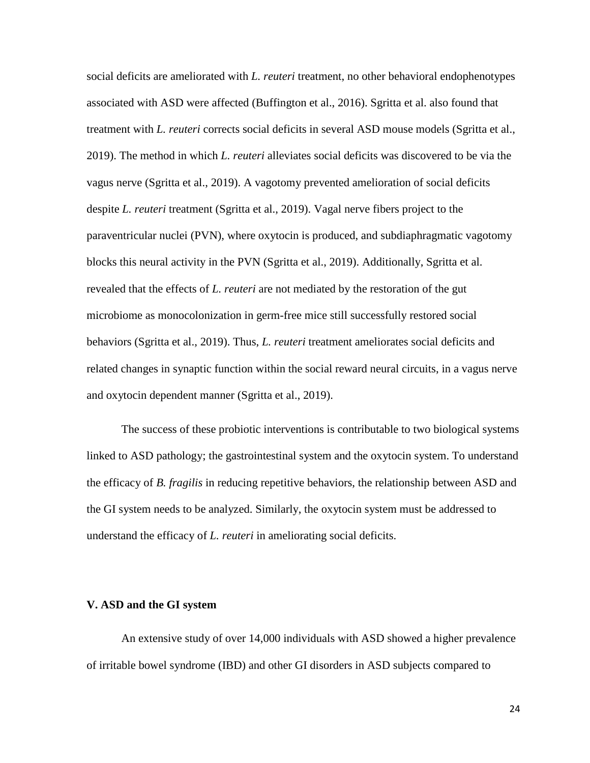social deficits are ameliorated with *L. reuteri* treatment, no other behavioral endophenotypes associated with ASD were affected (Buffington et al., 2016). Sgritta et al. also found that treatment with *L. reuteri* corrects social deficits in several ASD mouse models (Sgritta et al., 2019). The method in which *L. reuteri* alleviates social deficits was discovered to be via the vagus nerve (Sgritta et al., 2019). A vagotomy prevented amelioration of social deficits despite *L. reuteri* treatment (Sgritta et al., 2019). Vagal nerve fibers project to the paraventricular nuclei (PVN), where oxytocin is produced, and subdiaphragmatic vagotomy blocks this neural activity in the PVN (Sgritta et al., 2019). Additionally, Sgritta et al. revealed that the effects of *L. reuteri* are not mediated by the restoration of the gut microbiome as monocolonization in germ-free mice still successfully restored social behaviors (Sgritta et al., 2019). Thus, *L. reuteri* treatment ameliorates social deficits and related changes in synaptic function within the social reward neural circuits, in a vagus nerve and oxytocin dependent manner (Sgritta et al., 2019).

The success of these probiotic interventions is contributable to two biological systems linked to ASD pathology; the gastrointestinal system and the oxytocin system. To understand the efficacy of *B. fragilis* in reducing repetitive behaviors, the relationship between ASD and the GI system needs to be analyzed. Similarly, the oxytocin system must be addressed to understand the efficacy of *L. reuteri* in ameliorating social deficits.

## V. ASD and the GI system

An extensive study of over 14,000 individuals with ASD showed a higher prevalence of irritable bowel syndrome (IBD) and other GI disorders in ASD subjects compared to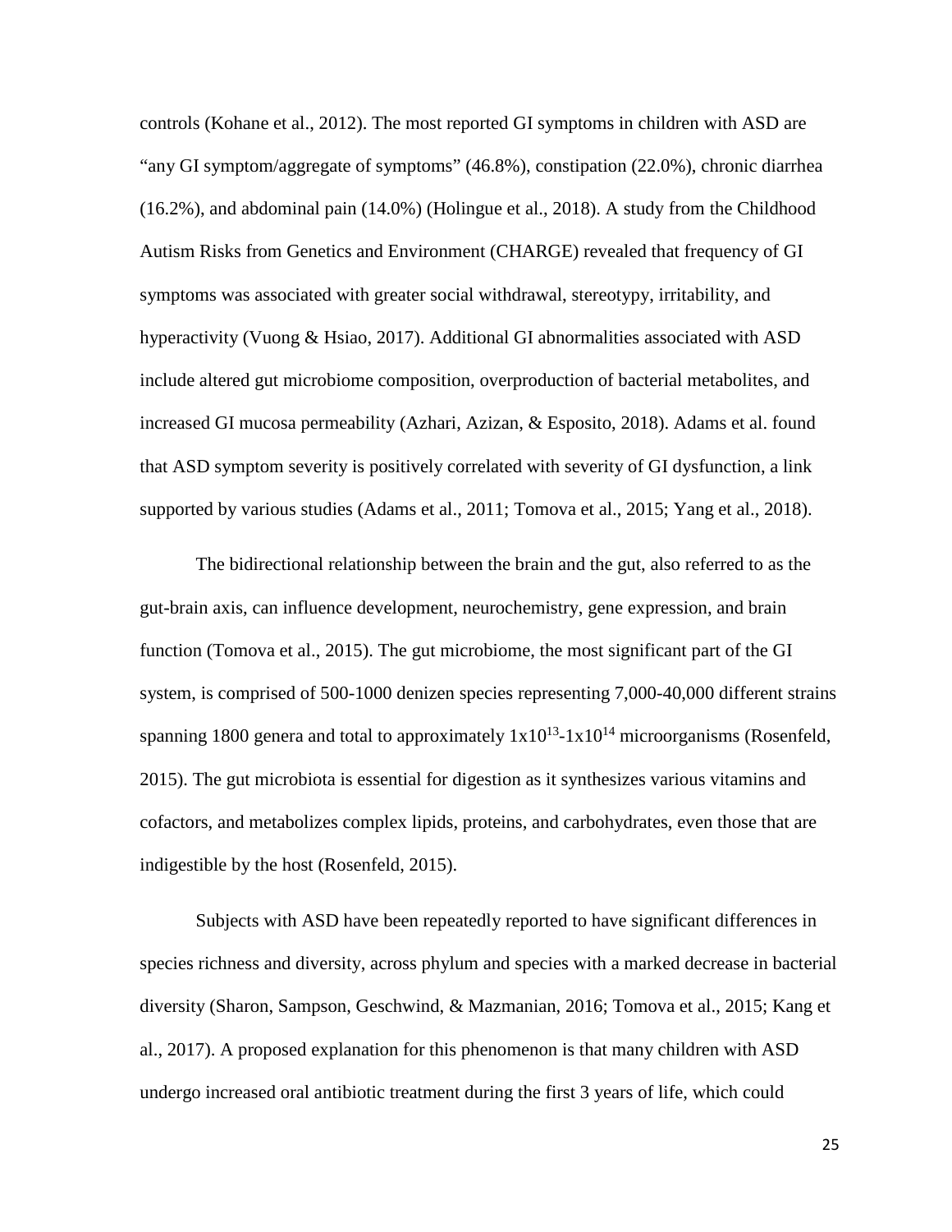controls (Kohane et al., 2012). The most reported GI symptoms in children with ASD are "any GI symptom/aggregate of symptoms" (46.8%), constipation (22.0%), chronic diarrhea (16.2%), and abdominal pain (14.0%) (Holingue et al., 2018). A study from the Childhood Autism Risks from Genetics and Environment (CHARGE) revealed that frequency of GI symptoms was associated with greater social withdrawal, stereotypy, irritability, and hyperactivity (Vuong & Hsiao, 2017). Additional GI abnormalities associated with ASD include altered gut microbiome composition, overproduction of bacterial metabolites, and increased GI mucosa permeability (Azhari, Azizan, & Esposito, 2018). Adams et al. found that ASD symptom severity is positively correlated with severity of GI dysfunction, a link supported by various studies (Adams et al., 2011; Tomova et al., 2015; Yang et al., 2018).

The bidirectional relationship between the brain and the gut, also referred to as the gut-brain axis, can influence development, neurochemistry, gene expression, and brain function (Tomova et al., 2015). The gut microbiome, the most significant part of the GI system, is comprised of 500-1000 denizen species representing 7,000-40,000 different strains spanning 1800 genera and total to approximately $1x10^{13}$-$1x10^{14}$ microorganisms (Rosenfeld, 2015). The gut microbiota is essential for digestion as it synthesizes various vitamins and cofactors, and metabolizes complex lipids, proteins, and carbohydrates, even those that are indigestible by the host (Rosenfeld, 2015).

Subjects with ASD have been repeatedly reported to have significant differences in species richness and diversity, across phylum and species with a marked decrease in bacterial diversity (Sharon, Sampson, Geschwind, & Mazmanian, 2016; Tomova et al., 2015; Kang et al., 2017). A proposed explanation for this phenomenon is that many children with ASD undergo increased oral antibiotic treatment during the first 3 years of life, which could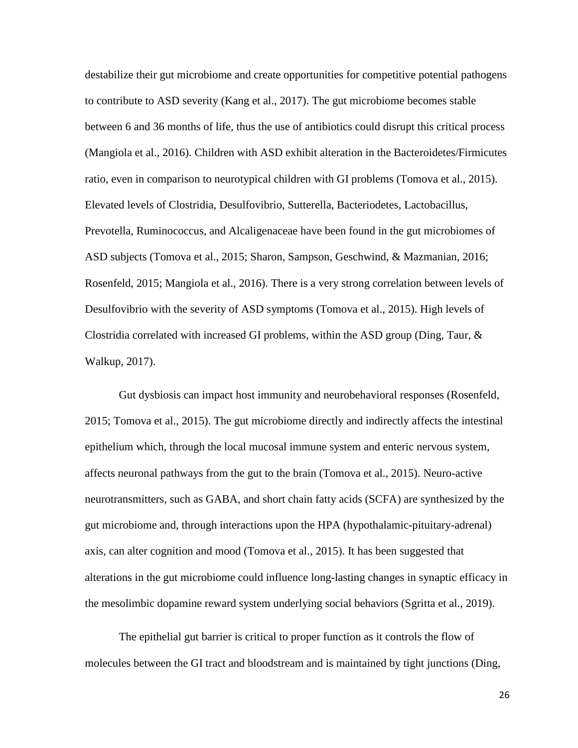destabilize their gut microbiome and create opportunities for competitive potential pathogens to contribute to ASD severity (Kang et al., 2017). The gut microbiome becomes stable between 6 and 36 months of life, thus the use of antibiotics could disrupt this critical process (Mangiola et al., 2016). Children with ASD exhibit alteration in the Bacteroidetes/Firmicutes ratio, even in comparison to neurotypical children with GI problems (Tomova et al., 2015). Elevated levels of Clostridia, Desulfovibrio, Sutterella, Bacteriodetes, Lactobacillus, Prevotella, Ruminococcus, and Alcaligenaceae have been found in the gut microbiomes of ASD subjects (Tomova et al., 2015; Sharon, Sampson, Geschwind, & Mazmanian, 2016; Rosenfeld, 2015; Mangiola et al., 2016). There is a very strong correlation between levels of Desulfovibrio with the severity of ASD symptoms (Tomova et al., 2015). High levels of Clostridia correlated with increased GI problems, within the ASD group (Ding, Taur, & Walkup, 2017).

Gut dysbiosis can impact host immunity and neurobehavioral responses (Rosenfeld, 2015; Tomova et al., 2015). The gut microbiome directly and indirectly affects the intestinal epithelium which, through the local mucosal immune system and enteric nervous system, affects neuronal pathways from the gut to the brain (Tomova et al., 2015). Neuro-active neurotransmitters, such as GABA, and short chain fatty acids (SCFA) are synthesized by the gut microbiome and, through interactions upon the HPA (hypothalamic-pituitary-adrenal) axis, can alter cognition and mood (Tomova et al., 2015). It has been suggested that alterations in the gut microbiome could influence long-lasting changes in synaptic efficacy in the mesolimbic dopamine reward system underlying social behaviors (Sgritta et al., 2019).

The epithelial gut barrier is critical to proper function as it controls the flow of molecules between the GI tract and bloodstream and is maintained by tight junctions (Ding,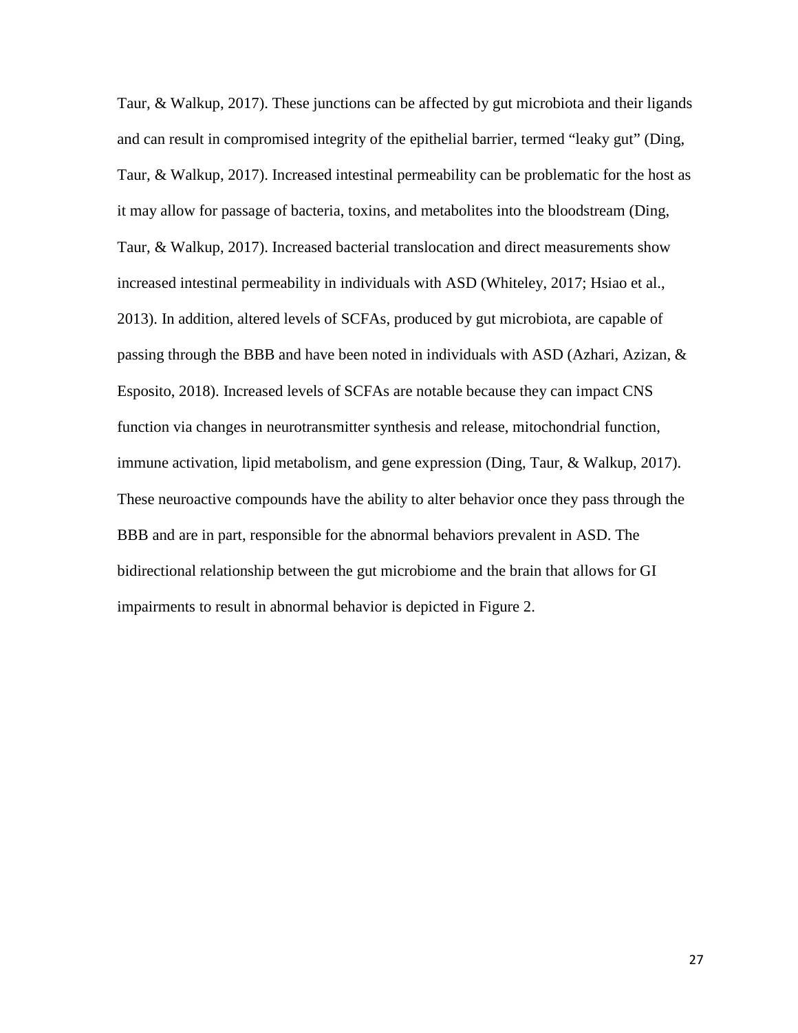Taur, & Walkup, 2017). These junctions can be affected by gut microbiota and their ligands and can result in compromised integrity of the epithelial barrier, termed "leaky gut" (Ding, Taur, & Walkup, 2017). Increased intestinal permeability can be problematic for the host as it may allow for passage of bacteria, toxins, and metabolites into the bloodstream (Ding, Taur, & Walkup, 2017). Increased bacterial translocation and direct measurements show increased intestinal permeability in individuals with ASD (Whiteley, 2017; Hsiao et al., 2013). In addition, altered levels of SCFAs, produced by gut microbiota, are capable of passing through the BBB and have been noted in individuals with ASD (Azhari, Azizan, & Esposito, 2018). Increased levels of SCFAs are notable because they can impact CNS function via changes in neurotransmitter synthesis and release, mitochondrial function, immune activation, lipid metabolism, and gene expression (Ding, Taur, & Walkup, 2017). These neuroactive compounds have the ability to alter behavior once they pass through the BBB and are in part, responsible for the abnormal behaviors prevalent in ASD. The bidirectional relationship between the gut microbiome and the brain that allows for GI impairments to result in abnormal behavior is depicted in Figure 2.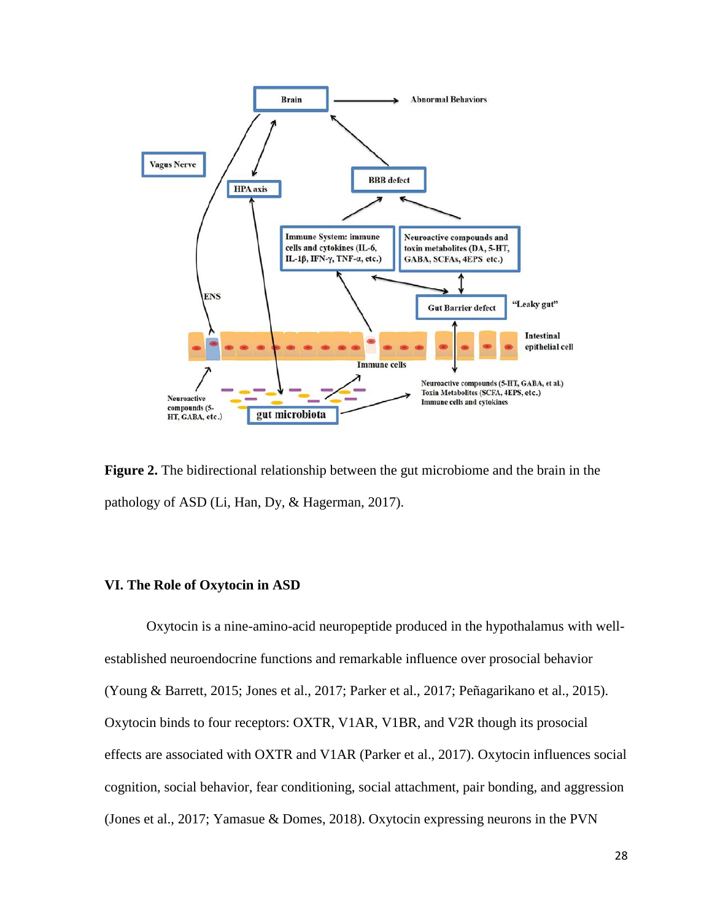**Figure 2.** The bidirectional relationship between the gut microbiome and the brain in the pathology of ASD (Li, Han, Dy, & Hagerman, 2017).

### VI. The Role of Oxytocin in ASD

Oxytocin is a nine-amino-acid neuropeptide produced in the hypothalamus with well-established neuroendocrine functions and remarkable influence over prosocial behavior (Young & Barrett, 2015; Jones et al., 2017; Parker et al., 2017; Peñagarikano et al., 2015). Oxytocin binds to four receptors: OXTR, V1AR, V1BR, and V2R though its prosocial effects are associated with OXTR and V1AR (Parker et al., 2017). Oxytocin influences social cognition, social behavior, fear conditioning, social attachment, pair bonding, and aggression (Jones et al., 2017; Yamasue & Domes, 2018). Oxytocin expressing neurons in the PVN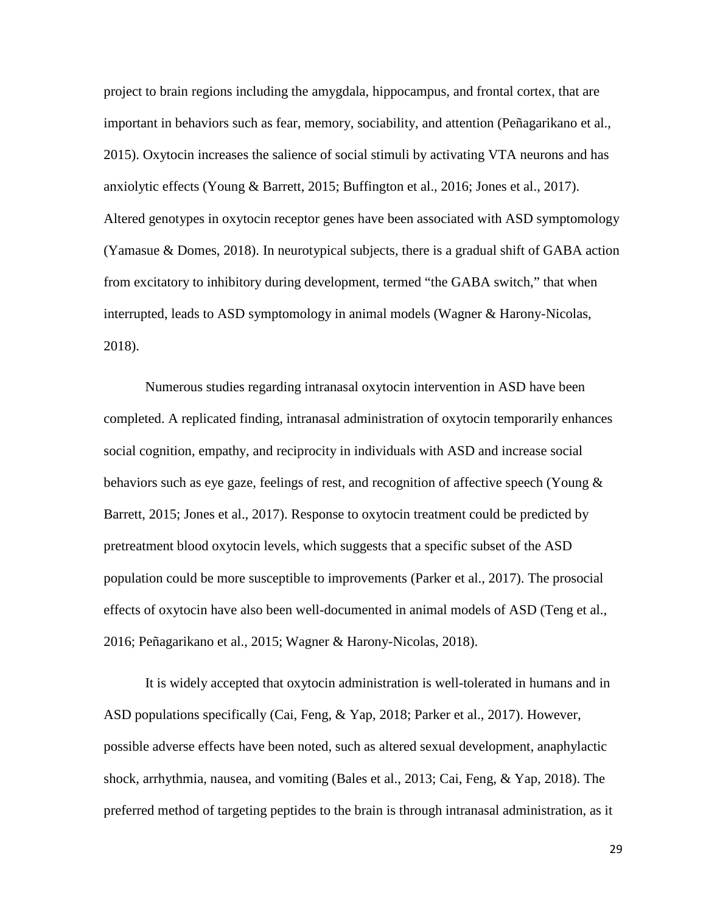project to brain regions including the amygdala, hippocampus, and frontal cortex, that are important in behaviors such as fear, memory, sociability, and attention (Peñagarikano et al., 2015). Oxytocin increases the salience of social stimuli by activating VTA neurons and has anxiolytic effects (Young & Barrett, 2015; Buffington et al., 2016; Jones et al., 2017). Altered genotypes in oxytocin receptor genes have been associated with ASD symptomology (Yamasue & Domes, 2018). In neurotypical subjects, there is a gradual shift of GABA action from excitatory to inhibitory during development, termed "the GABA switch," that when interrupted, leads to ASD symptomology in animal models (Wagner & Harony-Nicolas, 2018).

Numerous studies regarding intranasal oxytocin intervention in ASD have been completed. A replicated finding, intranasal administration of oxytocin temporarily enhances social cognition, empathy, and reciprocity in individuals with ASD and increase social behaviors such as eye gaze, feelings of rest, and recognition of affective speech (Young & Barrett, 2015; Jones et al., 2017). Response to oxytocin treatment could be predicted by pretreatment blood oxytocin levels, which suggests that a specific subset of the ASD population could be more susceptible to improvements (Parker et al., 2017). The prosocial effects of oxytocin have also been well-documented in animal models of ASD (Teng et al., 2016; Peñagarikano et al., 2015; Wagner & Harony-Nicolas, 2018).

It is widely accepted that oxytocin administration is well-tolerated in humans and in ASD populations specifically (Cai, Feng, & Yap, 2018; Parker et al., 2017). However, possible adverse effects have been noted, such as altered sexual development, anaphylactic shock, arrhythmia, nausea, and vomiting (Bales et al., 2013; Cai, Feng, & Yap, 2018). The preferred method of targeting peptides to the brain is through intranasal administration, as it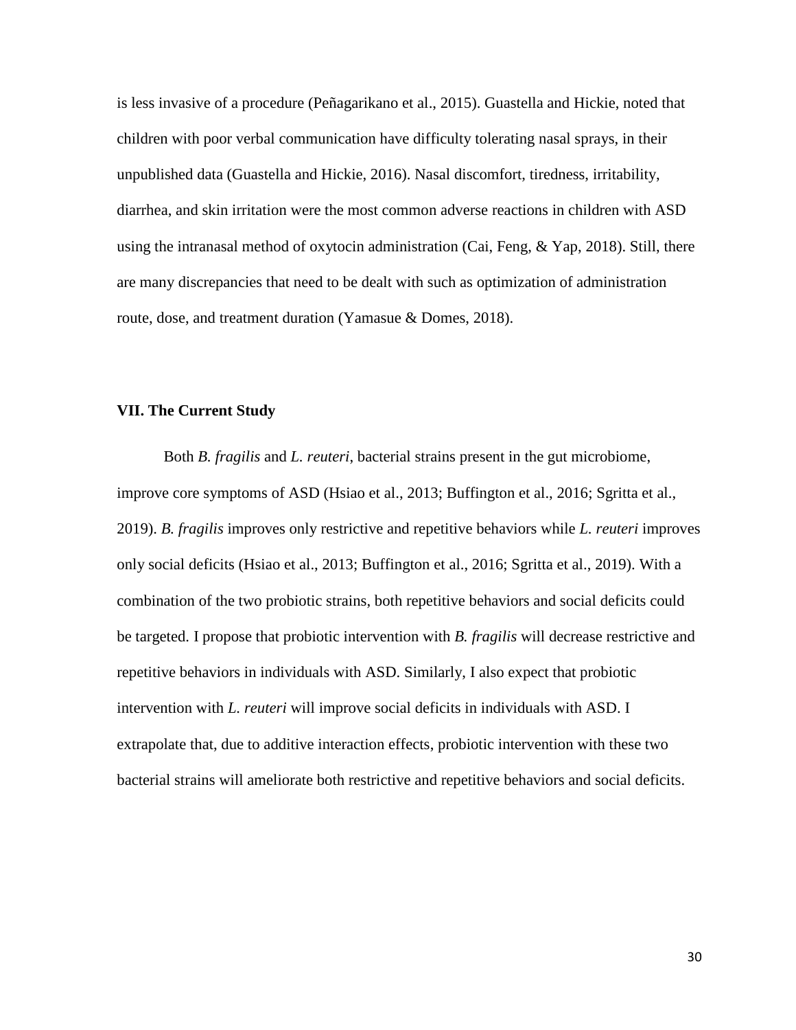is less invasive of a procedure (Peñagarikano et al., 2015). Guastella and Hickie, noted that children with poor verbal communication have difficulty tolerating nasal sprays, in their unpublished data (Guastella and Hickie, 2016). Nasal discomfort, tiredness, irritability, diarrhea, and skin irritation were the most common adverse reactions in children with ASD using the intranasal method of oxytocin administration (Cai, Feng, & Yap, 2018). Still, there are many discrepancies that need to be dealt with such as optimization of administration route, dose, and treatment duration (Yamasue & Domes, 2018).

### VII. The Current Study

Both *B. fragilis* and *L. reuteri*, bacterial strains present in the gut microbiome, improve core symptoms of ASD (Hsiao et al., 2013; Buffington et al., 2016; Sgritta et al., 2019). *B. fragilis* improves only restrictive and repetitive behaviors while *L. reuteri* improves only social deficits (Hsiao et al., 2013; Buffington et al., 2016; Sgritta et al., 2019). With a combination of the two probiotic strains, both repetitive behaviors and social deficits could be targeted. I propose that probiotic intervention with *B. fragilis* will decrease restrictive and repetitive behaviors in individuals with ASD. Similarly, I also expect that probiotic intervention with *L. reuteri* will improve social deficits in individuals with ASD. I extrapolate that, due to additive interaction effects, probiotic intervention with these two bacterial strains will ameliorate both restrictive and repetitive behaviors and social deficits.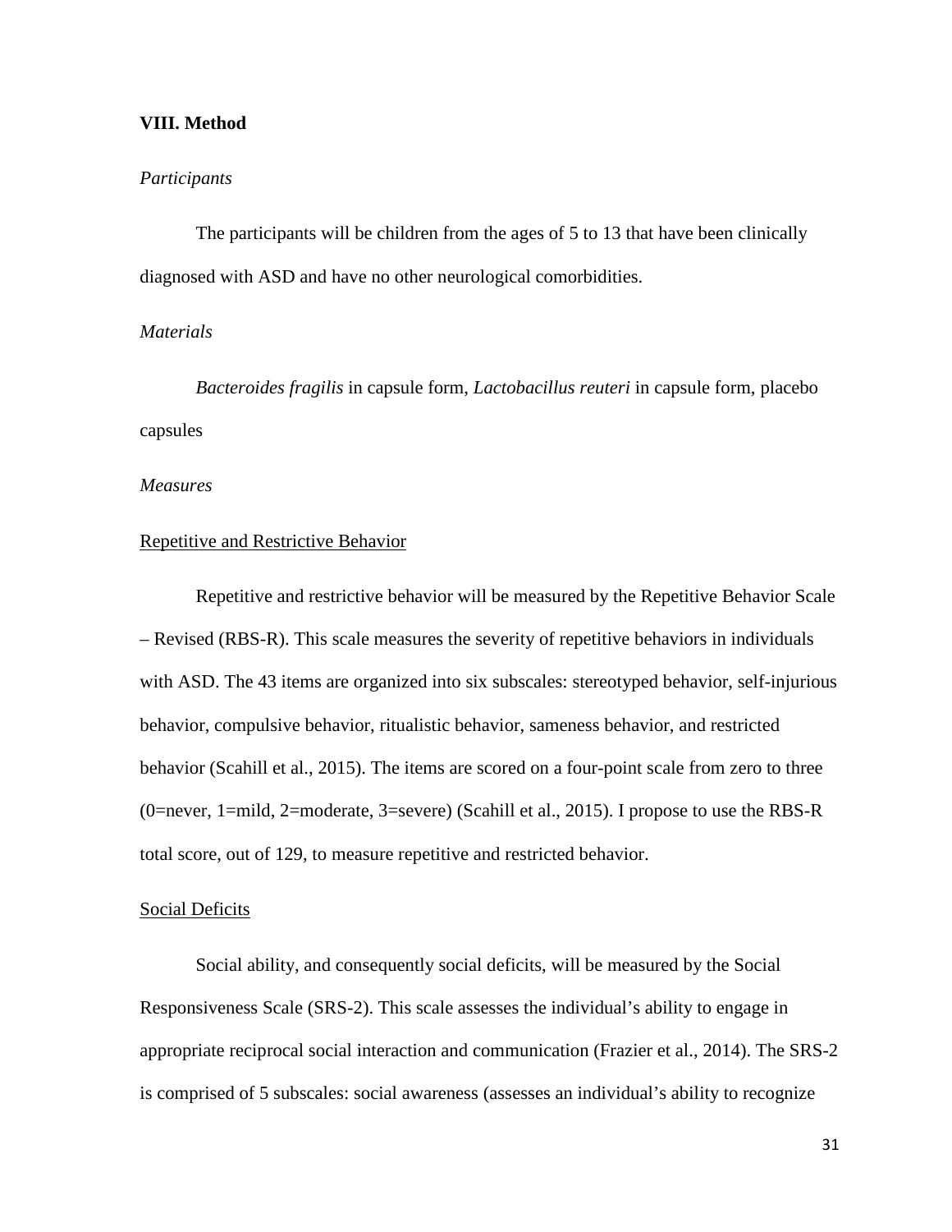## VIII. Method

*Participants*

The participants will be children from the ages of 5 to 13 that have been clinically diagnosed with ASD and have no other neurological comorbidities.

*Materials*

*Bacteroides fragilis* in capsule form, *Lactobacillus reuteri* in capsule form, placebo capsules

*Measures*

Repetitive and Restrictive Behavior

Repetitive and restrictive behavior will be measured by the Repetitive Behavior Scale – Revised (RBS-R). This scale measures the severity of repetitive behaviors in individuals with ASD. The 43 items are organized into six subscales: stereotyped behavior, self-injurious behavior, compulsive behavior, ritualistic behavior, sameness behavior, and restricted behavior (Scahill et al., 2015). The items are scored on a four-point scale from zero to three (0=never, 1=mild, 2=moderate, 3=severe) (Scahill et al., 2015). I propose to use the RBS-R total score, out of 129, to measure repetitive and restricted behavior.

Social Deficits

Social ability, and consequently social deficits, will be measured by the Social Responsiveness Scale (SRS-2). This scale assesses the individual's ability to engage in appropriate reciprocal social interaction and communication (Frazier et al., 2014). The SRS-2 is comprised of 5 subscales: social awareness (assesses an individual's ability to recognize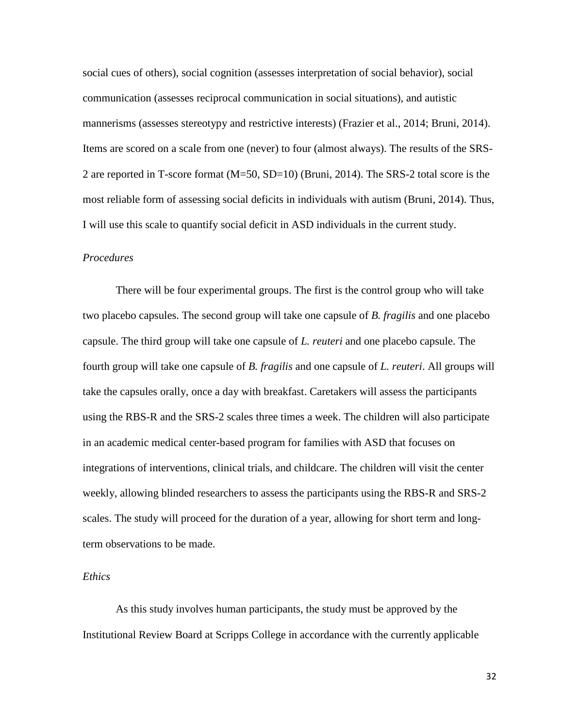social cues of others), social cognition (assesses interpretation of social behavior), social communication (assesses reciprocal communication in social situations), and autistic mannerisms (assesses stereotypy and restrictive interests) (Frazier et al., 2014; Bruni, 2014). Items are scored on a scale from one (never) to four (almost always). The results of the SRS-2 are reported in T-score format (M=50, SD=10) (Bruni, 2014). The SRS-2 total score is the most reliable form of assessing social deficits in individuals with autism (Bruni, 2014). Thus, I will use this scale to quantify social deficit in ASD individuals in the current study.

### *Procedures*

There will be four experimental groups. The first is the control group who will take two placebo capsules. The second group will take one capsule of *B. fragilis* and one placebo capsule. The third group will take one capsule of *L. reuteri* and one placebo capsule. The fourth group will take one capsule of *B. fragilis* and one capsule of *L. reuteri*. All groups will take the capsules orally, once a day with breakfast. Caretakers will assess the participants using the RBS-R and the SRS-2 scales three times a week. The children will also participate in an academic medical center-based program for families with ASD that focuses on integrations of interventions, clinical trials, and childcare. The children will visit the center weekly, allowing blinded researchers to assess the participants using the RBS-R and SRS-2 scales. The study will proceed for the duration of a year, allowing for short term and long-term observations to be made.

### *Ethics*

As this study involves human participants, the study must be approved by the Institutional Review Board at Scripps College in accordance with the currently applicable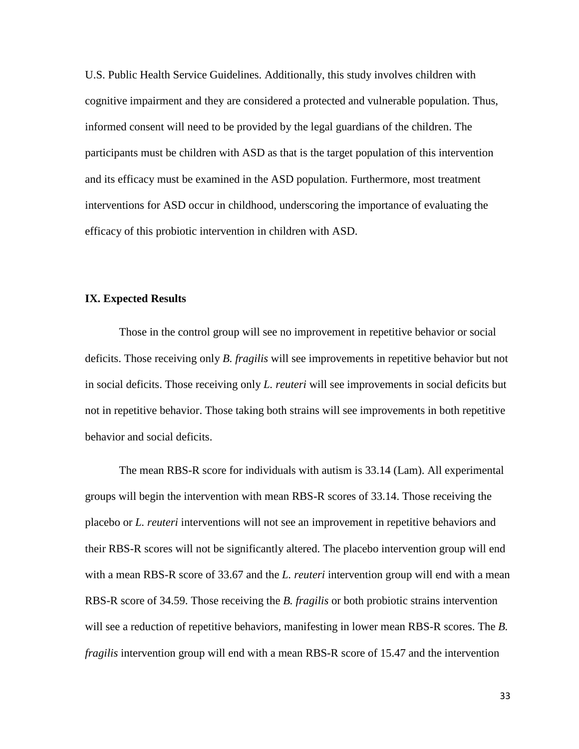U.S. Public Health Service Guidelines. Additionally, this study involves children with cognitive impairment and they are considered a protected and vulnerable population. Thus, informed consent will need to be provided by the legal guardians of the children. The participants must be children with ASD as that is the target population of this intervention and its efficacy must be examined in the ASD population. Furthermore, most treatment interventions for ASD occur in childhood, underscoring the importance of evaluating the efficacy of this probiotic intervention in children with ASD.

**IX. Expected Results**

Those in the control group will see no improvement in repetitive behavior or social deficits. Those receiving only *B. fragilis* will see improvements in repetitive behavior but not in social deficits. Those receiving only *L. reuteri* will see improvements in social deficits but not in repetitive behavior. Those taking both strains will see improvements in both repetitive behavior and social deficits.

The mean RBS-R score for individuals with autism is 33.14 (Lam). All experimental groups will begin the intervention with mean RBS-R scores of 33.14. Those receiving the placebo or *L. reuteri* interventions will not see an improvement in repetitive behaviors and their RBS-R scores will not be significantly altered. The placebo intervention group will end with a mean RBS-R score of 33.67 and the *L. reuteri* intervention group will end with a mean RBS-R score of 34.59. Those receiving the *B. fragilis* or both probiotic strains intervention will see a reduction of repetitive behaviors, manifesting in lower mean RBS-R scores. The *B. fragilis* intervention group will end with a mean RBS-R score of 15.47 and the intervention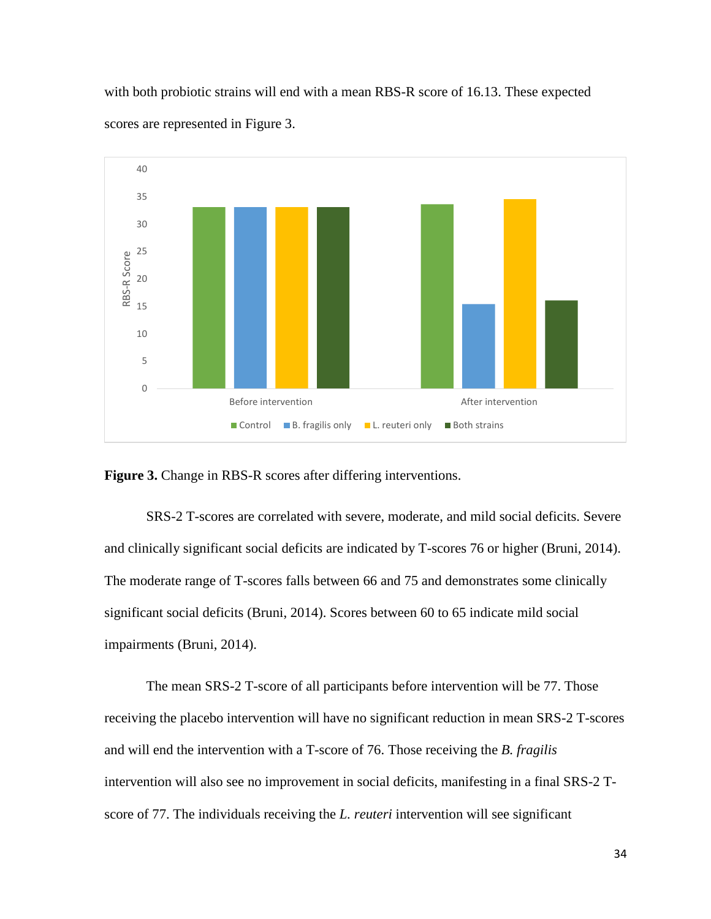with both probiotic strains will end with a mean RBS-R score of 16.13. These expected scores are represented in Figure 3.

**Figure 3.** Change in RBS-R scores after differing interventions.

SRS-2 T-scores are correlated with severe, moderate, and mild social deficits. Severe and clinically significant social deficits are indicated by T-scores 76 or higher (Bruni, 2014). The moderate range of T-scores falls between 66 and 75 and demonstrates some clinically significant social deficits (Bruni, 2014). Scores between 60 to 65 indicate mild social impairments (Bruni, 2014).

The mean SRS-2 T-score of all participants before intervention will be 77. Those receiving the placebo intervention will have no significant reduction in mean SRS-2 T-scores and will end the intervention with a T-score of 76. Those receiving the *B. fragilis* intervention will also see no improvement in social deficits, manifesting in a final SRS-2 T-score of 77. The individuals receiving the *L. reuteri* intervention will see significant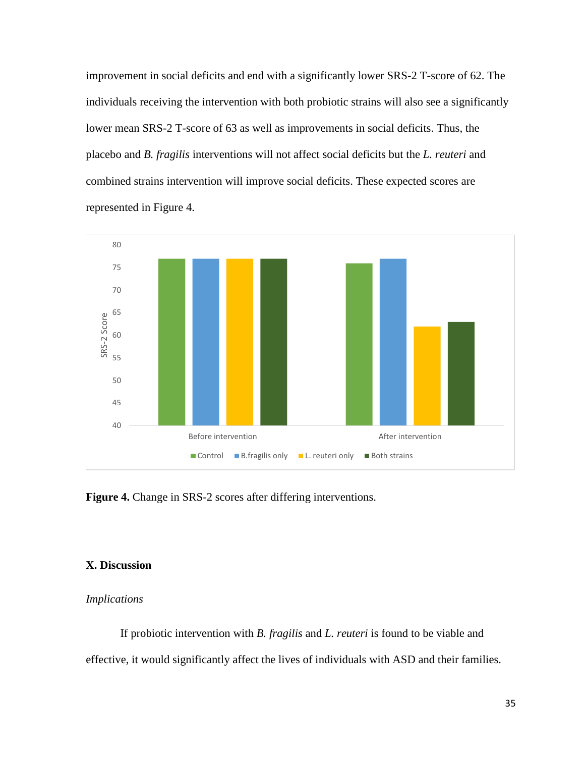improvement in social deficits and end with a significantly lower SRS-2 T-score of 62. The individuals receiving the intervention with both probiotic strains will also see a significantly lower mean SRS-2 T-score of 63 as well as improvements in social deficits. Thus, the placebo and *B. fragilis* interventions will not affect social deficits but the *L. reuteri* and combined strains intervention will improve social deficits. These expected scores are represented in Figure 4.

**Figure 4.** Change in SRS-2 scores after differing interventions.

## X. Discussion

### *Implications*

If probiotic intervention with *B. fragilis* and *L. reuteri* is found to be viable and effective, it would significantly affect the lives of individuals with ASD and their families.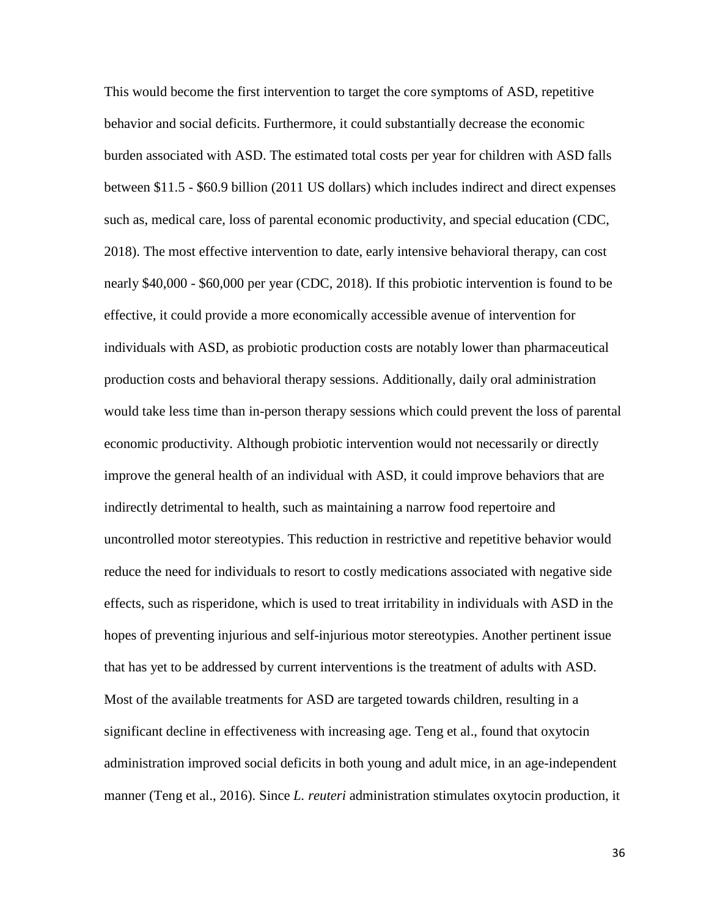This would become the first intervention to target the core symptoms of ASD, repetitive behavior and social deficits. Furthermore, it could substantially decrease the economic burden associated with ASD. The estimated total costs per year for children with ASD falls between \$11.5 - \$60.9 billion (2011 US dollars) which includes indirect and direct expenses such as, medical care, loss of parental economic productivity, and special education (CDC, 2018). The most effective intervention to date, early intensive behavioral therapy, can cost nearly \$40,000 - \$60,000 per year (CDC, 2018). If this probiotic intervention is found to be effective, it could provide a more economically accessible avenue of intervention for individuals with ASD, as probiotic production costs are notably lower than pharmaceutical production costs and behavioral therapy sessions. Additionally, daily oral administration would take less time than in-person therapy sessions which could prevent the loss of parental economic productivity. Although probiotic intervention would not necessarily or directly improve the general health of an individual with ASD, it could improve behaviors that are indirectly detrimental to health, such as maintaining a narrow food repertoire and uncontrolled motor stereotypies. This reduction in restrictive and repetitive behavior would reduce the need for individuals to resort to costly medications associated with negative side effects, such as risperidone, which is used to treat irritability in individuals with ASD in the hopes of preventing injurious and self-injurious motor stereotypies. Another pertinent issue that has yet to be addressed by current interventions is the treatment of adults with ASD. Most of the available treatments for ASD are targeted towards children, resulting in a significant decline in effectiveness with increasing age. Teng et al., found that oxytocin administration improved social deficits in both young and adult mice, in an age-independent manner (Teng et al., 2016). Since *L. reuteri* administration stimulates oxytocin production, it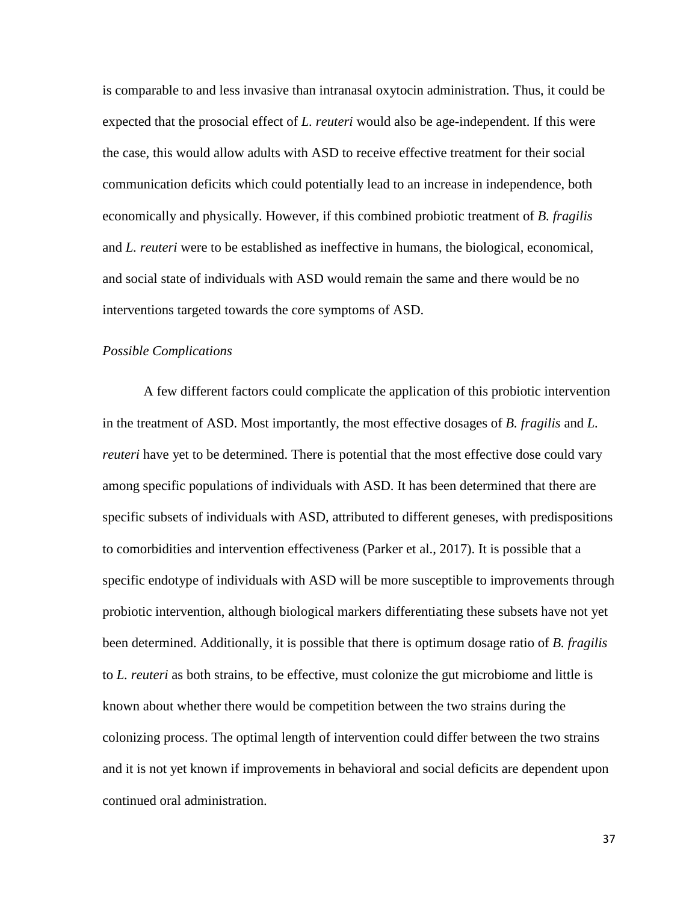is comparable to and less invasive than intranasal oxytocin administration. Thus, it could be expected that the prosocial effect of *L. reuteri* would also be age-independent. If this were the case, this would allow adults with ASD to receive effective treatment for their social communication deficits which could potentially lead to an increase in independence, both economically and physically. However, if this combined probiotic treatment of *B. fragilis* and *L. reuteri* were to be established as ineffective in humans, the biological, economical, and social state of individuals with ASD would remain the same and there would be no interventions targeted towards the core symptoms of ASD.

*Possible Complications*

A few different factors could complicate the application of this probiotic intervention in the treatment of ASD. Most importantly, the most effective dosages of *B. fragilis* and *L. reuteri* have yet to be determined. There is potential that the most effective dose could vary among specific populations of individuals with ASD. It has been determined that there are specific subsets of individuals with ASD, attributed to different geneses, with predispositions to comorbidities and intervention effectiveness (Parker et al., 2017). It is possible that a specific endotype of individuals with ASD will be more susceptible to improvements through probiotic intervention, although biological markers differentiating these subsets have not yet been determined. Additionally, it is possible that there is optimum dosage ratio of *B. fragilis* to *L. reuteri* as both strains, to be effective, must colonize the gut microbiome and little is known about whether there would be competition between the two strains during the colonizing process. The optimal length of intervention could differ between the two strains and it is not yet known if improvements in behavioral and social deficits are dependent upon continued oral administration.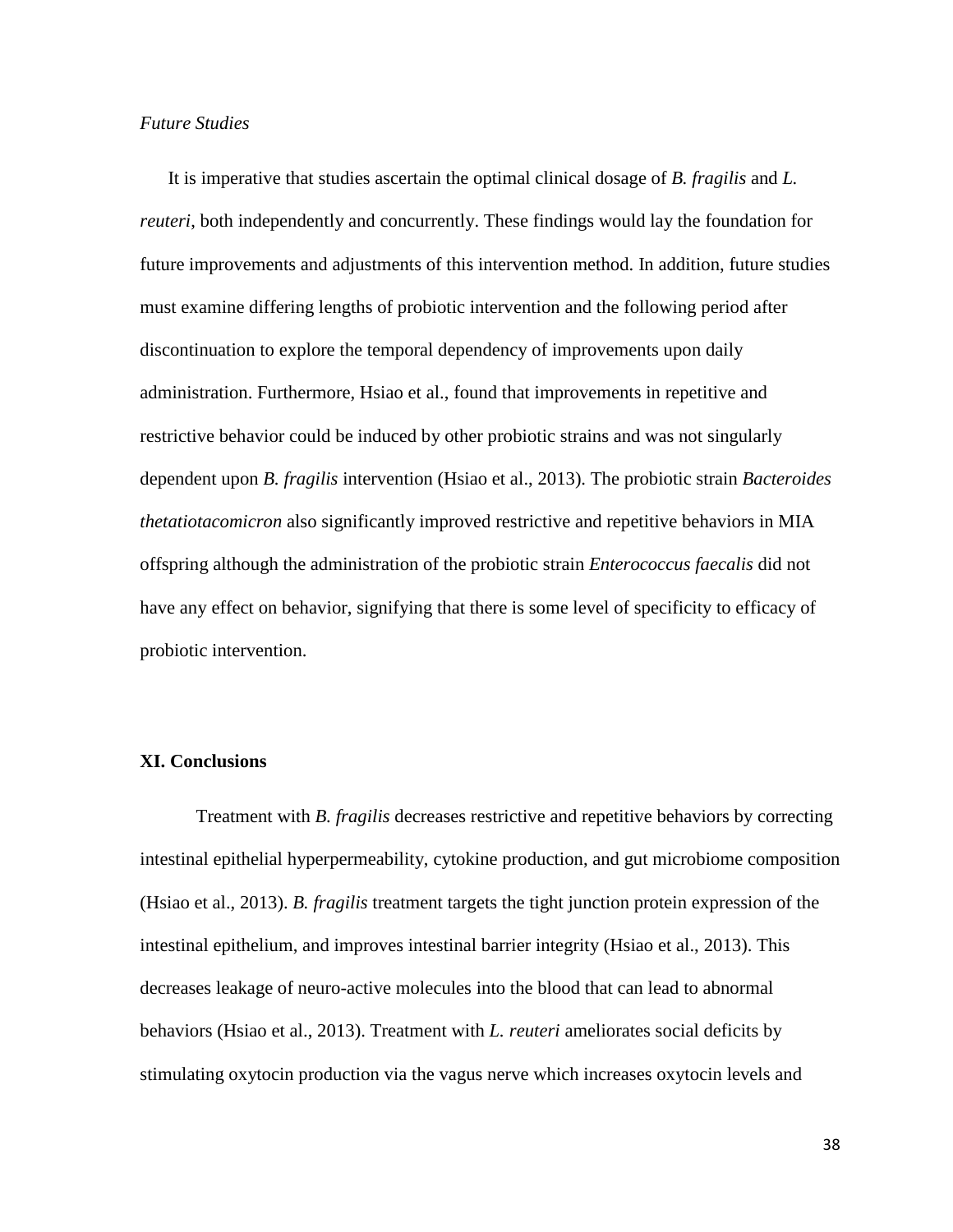*Future Studies*

It is imperative that studies ascertain the optimal clinical dosage of *B. fragilis* and *L. reuteri*, both independently and concurrently. These findings would lay the foundation for future improvements and adjustments of this intervention method. In addition, future studies must examine differing lengths of probiotic intervention and the following period after discontinuation to explore the temporal dependency of improvements upon daily administration. Furthermore, Hsiao et al., found that improvements in repetitive and restrictive behavior could be induced by other probiotic strains and was not singularly dependent upon *B. fragilis* intervention (Hsiao et al., 2013). The probiotic strain *Bacteroides thetatiotacomicron* also significantly improved restrictive and repetitive behaviors in MIA offspring although the administration of the probiotic strain *Enterococcus faecalis* did not have any effect on behavior, signifying that there is some level of specificity to efficacy of probiotic intervention.

## XI. Conclusions

Treatment with *B. fragilis* decreases restrictive and repetitive behaviors by correcting intestinal epithelial hyperpermeability, cytokine production, and gut microbiome composition (Hsiao et al., 2013). *B. fragilis* treatment targets the tight junction protein expression of the intestinal epithelium, and improves intestinal barrier integrity (Hsiao et al., 2013). This decreases leakage of neuro-active molecules into the blood that can lead to abnormal behaviors (Hsiao et al., 2013). Treatment with *L. reuteri* ameliorates social deficits by stimulating oxytocin production via the vagus nerve which increases oxytocin levels and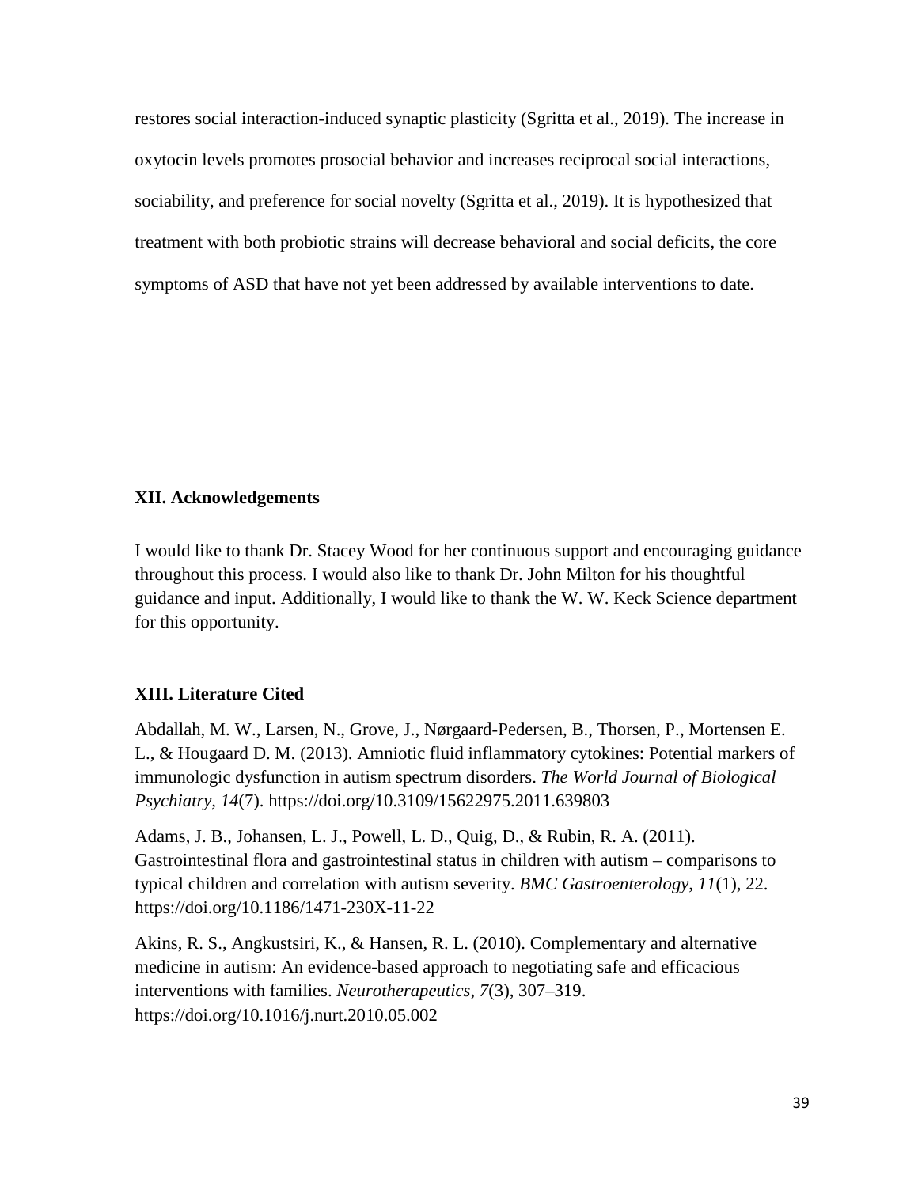restores social interaction-induced synaptic plasticity (Sgritta et al., 2019). The increase in oxytocin levels promotes prosocial behavior and increases reciprocal social interactions, sociability, and preference for social novelty (Sgritta et al., 2019). It is hypothesized that treatment with both probiotic strains will decrease behavioral and social deficits, the core symptoms of ASD that have not yet been addressed by available interventions to date.

## XII. Acknowledgements

I would like to thank Dr. Stacey Wood for her continuous support and encouraging guidance throughout this process. I would also like to thank Dr. John Milton for his thoughtful guidance and input. Additionally, I would like to thank the W. W. Keck Science department for this opportunity.

## XIII. Literature Cited

Abdallah, M. W., Larsen, N., Grove, J., Nørgaard-Pedersen, B., Thorsen, P., Mortensen E. L., & Hougaard D. M. (2013). Amniotic fluid inflammatory cytokines: Potential markers of immunologic dysfunction in autism spectrum disorders. *The World Journal of Biological Psychiatry*, *14*(7). https://doi.org/10.3109/15622975.2011.639803

Adams, J. B., Johansen, L. J., Powell, L. D., Quig, D., & Rubin, R. A. (2011). Gastrointestinal flora and gastrointestinal status in children with autism – comparisons to typical children and correlation with autism severity. *BMC Gastroenterology*, *11*(1), 22. https://doi.org/10.1186/1471-230X-11-22

Akins, R. S., Angkustsiri, K., & Hansen, R. L. (2010). Complementary and alternative medicine in autism: An evidence-based approach to negotiating safe and efficacious interventions with families. *Neurotherapeutics*, *7*(3), 307–319. https://doi.org/10.1016/j.nurt.2010.05.002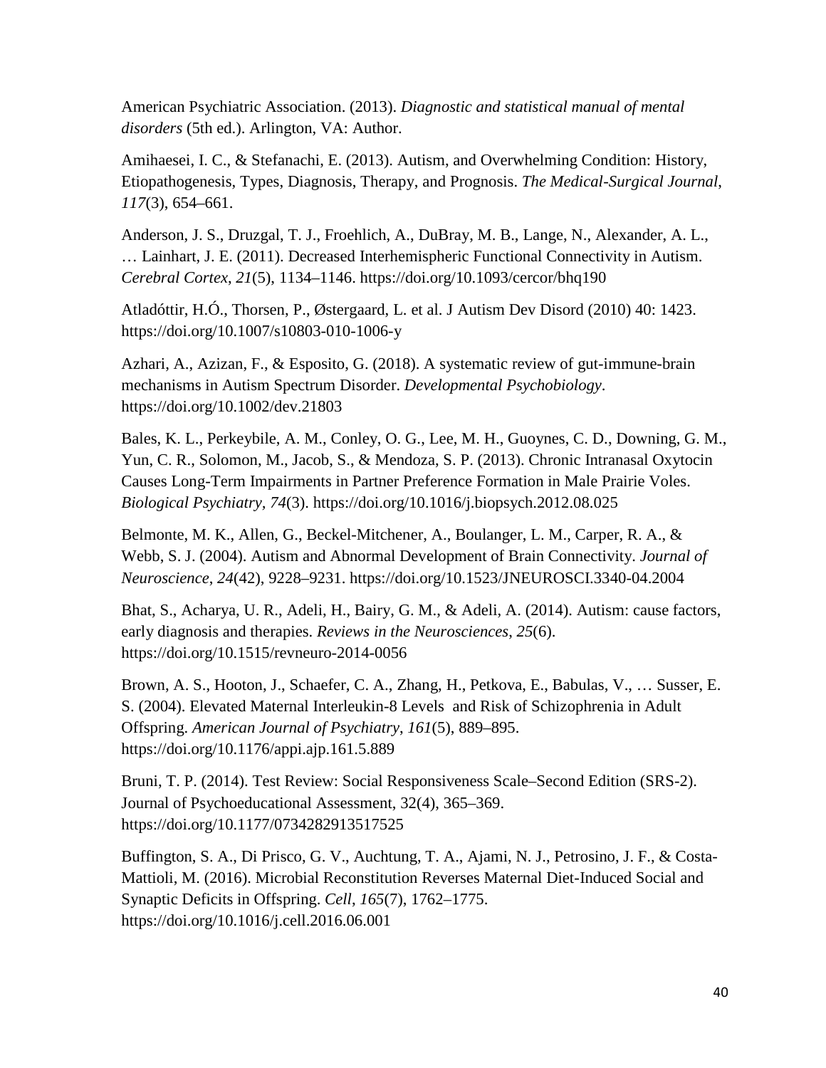American Psychiatric Association. (2013). *Diagnostic and statistical manual of mental disorders* (5th ed.). Arlington, VA: Author.

Amihaesei, I. C., & Stefanachi, E. (2013). Autism, and Overwhelming Condition: History, Etiopathogenesis, Types, Diagnosis, Therapy, and Prognosis. *The Medical-Surgical Journal*, *117*(3), 654–661.

Anderson, J. S., Druzgal, T. J., Froehlich, A., DuBray, M. B., Lange, N., Alexander, A. L., … Lainhart, J. E. (2011). Decreased Interhemispheric Functional Connectivity in Autism. *Cerebral Cortex*, *21*(5), 1134–1146. https://doi.org/10.1093/cercor/bhq190

Atladóttir, H.Ó., Thorsen, P., Østergaard, L. et al. J Autism Dev Disord (2010) 40: 1423. https://doi.org/10.1007/s10803-010-1006-y

Azhari, A., Azizan, F., & Esposito, G. (2018). A systematic review of gut-immune-brain mechanisms in Autism Spectrum Disorder. *Developmental Psychobiology*. https://doi.org/10.1002/dev.21803

Bales, K. L., Perkeybile, A. M., Conley, O. G., Lee, M. H., Guoynes, C. D., Downing, G. M., Yun, C. R., Solomon, M., Jacob, S., & Mendoza, S. P. (2013). Chronic Intranasal Oxytocin Causes Long-Term Impairments in Partner Preference Formation in Male Prairie Voles. *Biological Psychiatry*, *74*(3). https://doi.org/10.1016/j.biopsych.2012.08.025

Belmonte, M. K., Allen, G., Beckel-Mitchener, A., Boulanger, L. M., Carper, R. A., & Webb, S. J. (2004). Autism and Abnormal Development of Brain Connectivity. *Journal of Neuroscience*, *24*(42), 9228–9231. https://doi.org/10.1523/JNEUROSCI.3340-04.2004

Bhat, S., Acharya, U. R., Adeli, H., Bairy, G. M., & Adeli, A. (2014). Autism: cause factors, early diagnosis and therapies. *Reviews in the Neurosciences*, *25*(6). https://doi.org/10.1515/revneuro-2014-0056

Brown, A. S., Hooton, J., Schaefer, C. A., Zhang, H., Petkova, E., Babulas, V., … Susser, E. S. (2004). Elevated Maternal Interleukin-8 Levels and Risk of Schizophrenia in Adult Offspring. *American Journal of Psychiatry*, *161*(5), 889–895. https://doi.org/10.1176/appi.ajp.161.5.889

Bruni, T. P. (2014). Test Review: Social Responsiveness Scale–Second Edition (SRS-2). Journal of Psychoeducational Assessment, 32(4), 365–369. https://doi.org/10.1177/0734282913517525

Buffington, S. A., Di Prisco, G. V., Auchtung, T. A., Ajami, N. J., Petrosino, J. F., & Costa-Mattioli, M. (2016). Microbial Reconstitution Reverses Maternal Diet-Induced Social and Synaptic Deficits in Offspring. *Cell*, *165*(7), 1762–1775. https://doi.org/10.1016/j.cell.2016.06.001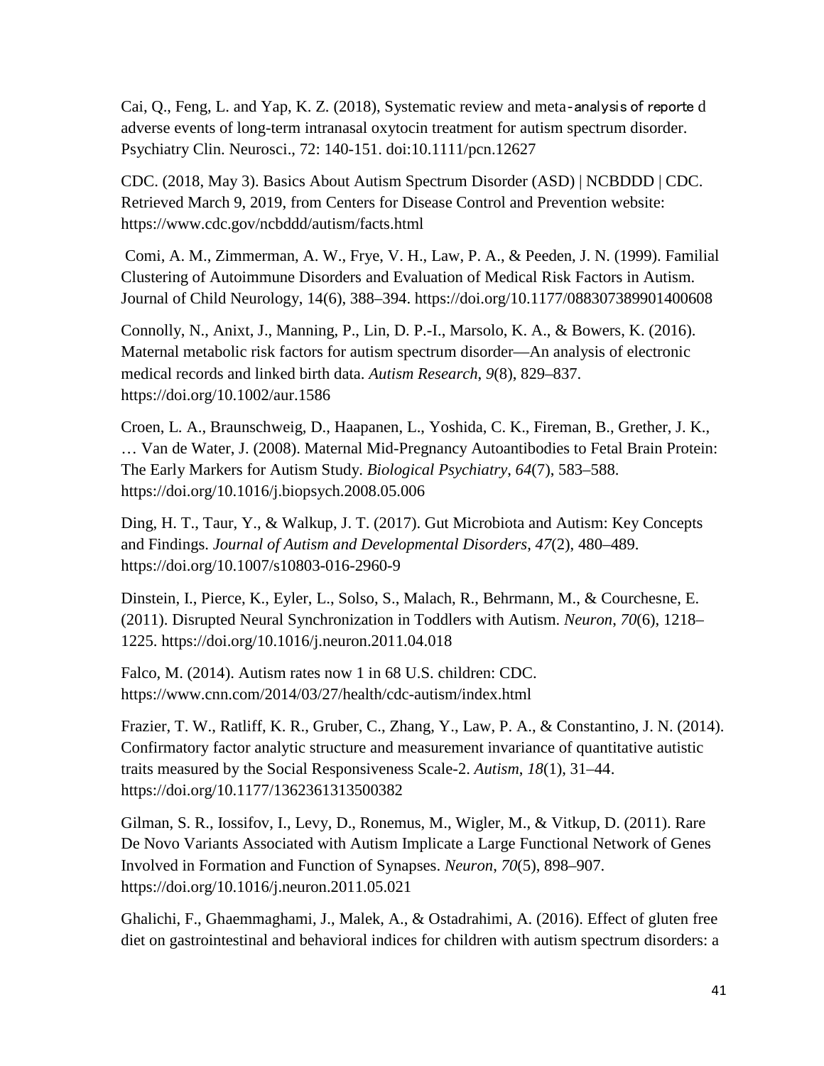Cai, Q., Feng, L. and Yap, K. Z. (2018), Systematic review and meta‐analysis of reporte d adverse events of long‐term intranasal oxytocin treatment for autism spectrum disorder. Psychiatry Clin. Neurosci., 72: 140-151. doi:10.1111/pcn.12627

CDC. (2018, May 3). Basics About Autism Spectrum Disorder (ASD) | NCBDDD | CDC. Retrieved March 9, 2019, from Centers for Disease Control and Prevention website: https://www.cdc.gov/ncbddd/autism/facts.html

Comi, A. M., Zimmerman, A. W., Frye, V. H., Law, P. A., & Peeden, J. N. (1999). Familial Clustering of Autoimmune Disorders and Evaluation of Medical Risk Factors in Autism. Journal of Child Neurology, 14(6), 388–394. https://doi.org/10.1177/088307389901400608

Connolly, N., Anixt, J., Manning, P., Lin, D. P.-I., Marsolo, K. A., & Bowers, K. (2016). Maternal metabolic risk factors for autism spectrum disorder—An analysis of electronic medical records and linked birth data. *Autism Research*, *9*(8), 829–837. https://doi.org/10.1002/aur.1586

Croen, L. A., Braunschweig, D., Haapanen, L., Yoshida, C. K., Fireman, B., Grether, J. K., … Van de Water, J. (2008). Maternal Mid-Pregnancy Autoantibodies to Fetal Brain Protein: The Early Markers for Autism Study. *Biological Psychiatry*, *64*(7), 583–588. https://doi.org/10.1016/j.biopsych.2008.05.006

Ding, H. T., Taur, Y., & Walkup, J. T. (2017). Gut Microbiota and Autism: Key Concepts and Findings. *Journal of Autism and Developmental Disorders*, *47*(2), 480–489. https://doi.org/10.1007/s10803-016-2960-9

Dinstein, I., Pierce, K., Eyler, L., Solso, S., Malach, R., Behrmann, M., & Courchesne, E. (2011). Disrupted Neural Synchronization in Toddlers with Autism. *Neuron*, *70*(6), 1218–1225. https://doi.org/10.1016/j.neuron.2011.04.018

Falco, M. (2014). Autism rates now 1 in 68 U.S. children: CDC. https://www.cnn.com/2014/03/27/health/cdc-autism/index.html

Frazier, T. W., Ratliff, K. R., Gruber, C., Zhang, Y., Law, P. A., & Constantino, J. N. (2014). Confirmatory factor analytic structure and measurement invariance of quantitative autistic traits measured by the Social Responsiveness Scale-2. *Autism*, *18*(1), 31–44. https://doi.org/10.1177/1362361313500382

Gilman, S. R., Iossifov, I., Levy, D., Ronemus, M., Wigler, M., & Vitkup, D. (2011). Rare De Novo Variants Associated with Autism Implicate a Large Functional Network of Genes Involved in Formation and Function of Synapses. *Neuron*, *70*(5), 898–907. https://doi.org/10.1016/j.neuron.2011.05.021

Ghalichi, F., Ghaemmaghami, J., Malek, A., & Ostadrahimi, A. (2016). Effect of gluten free diet on gastrointestinal and behavioral indices for children with autism spectrum disorders: a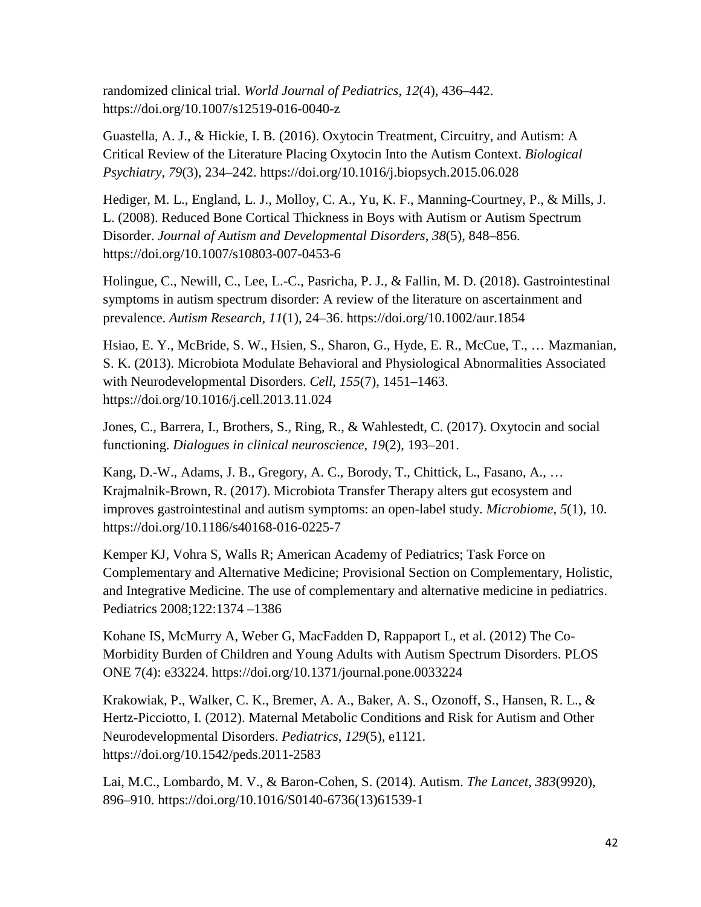randomized clinical trial. *World Journal of Pediatrics*, *12*(4), 436–442. https://doi.org/10.1007/s12519-016-0040-z

Guastella, A. J., & Hickie, I. B. (2016). Oxytocin Treatment, Circuitry, and Autism: A Critical Review of the Literature Placing Oxytocin Into the Autism Context. *Biological Psychiatry*, *79*(3), 234–242. https://doi.org/10.1016/j.biopsych.2015.06.028

Hediger, M. L., England, L. J., Molloy, C. A., Yu, K. F., Manning-Courtney, P., & Mills, J. L. (2008). Reduced Bone Cortical Thickness in Boys with Autism or Autism Spectrum Disorder. *Journal of Autism and Developmental Disorders*, *38*(5), 848–856. https://doi.org/10.1007/s10803-007-0453-6

Holingue, C., Newill, C., Lee, L.-C., Pasricha, P. J., & Fallin, M. D. (2018). Gastrointestinal symptoms in autism spectrum disorder: A review of the literature on ascertainment and prevalence. *Autism Research*, *11*(1), 24–36. https://doi.org/10.1002/aur.1854

Hsiao, E. Y., McBride, S. W., Hsien, S., Sharon, G., Hyde, E. R., McCue, T., … Mazmanian, S. K. (2013). Microbiota Modulate Behavioral and Physiological Abnormalities Associated with Neurodevelopmental Disorders. *Cell*, *155*(7), 1451–1463. https://doi.org/10.1016/j.cell.2013.11.024

Jones, C., Barrera, I., Brothers, S., Ring, R., & Wahlestedt, C. (2017). Oxytocin and social functioning. *Dialogues in clinical neuroscience*, *19*(2), 193–201.

Kang, D.-W., Adams, J. B., Gregory, A. C., Borody, T., Chittick, L., Fasano, A., … Krajmalnik-Brown, R. (2017). Microbiota Transfer Therapy alters gut ecosystem and improves gastrointestinal and autism symptoms: an open-label study. *Microbiome*, *5*(1), 10. https://doi.org/10.1186/s40168-016-0225-7

Kemper KJ, Vohra S, Walls R; American Academy of Pediatrics; Task Force on Complementary and Alternative Medicine; Provisional Section on Complementary, Holistic, and Integrative Medicine. The use of complementary and alternative medicine in pediatrics. Pediatrics 2008;122:1374 –1386

Kohane IS, McMurry A, Weber G, MacFadden D, Rappaport L, et al. (2012) The Co-Morbidity Burden of Children and Young Adults with Autism Spectrum Disorders. PLOS ONE 7(4): e33224. https://doi.org/10.1371/journal.pone.0033224

Krakowiak, P., Walker, C. K., Bremer, A. A., Baker, A. S., Ozonoff, S., Hansen, R. L., & Hertz-Picciotto, I. (2012). Maternal Metabolic Conditions and Risk for Autism and Other Neurodevelopmental Disorders. *Pediatrics*, *129*(5), e1121. https://doi.org/10.1542/peds.2011-2583

Lai, M.C., Lombardo, M. V., & Baron-Cohen, S. (2014). Autism. *The Lancet*, *383*(9920), 896–910. https://doi.org/10.1016/S0140-6736(13)61539-1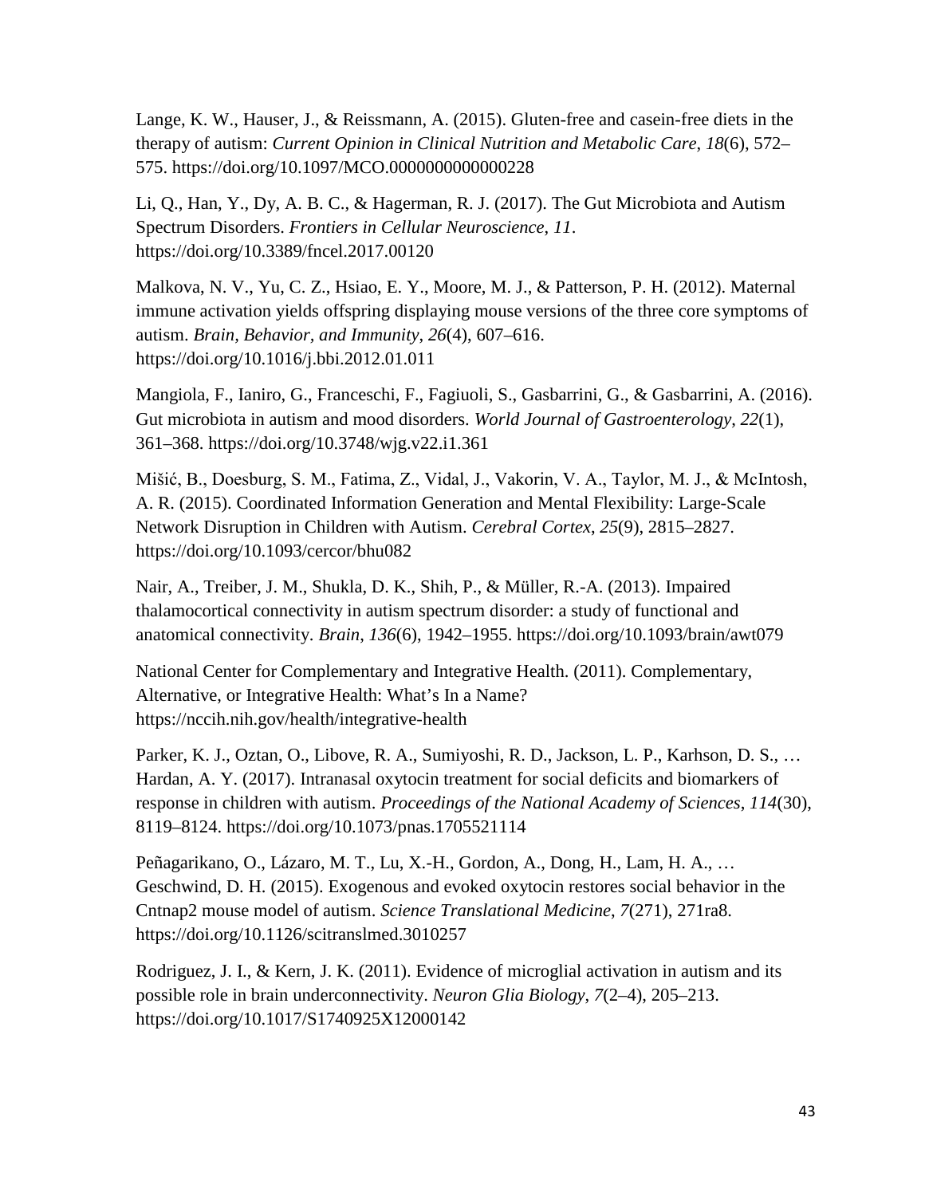Lange, K. W., Hauser, J., & Reissmann, A. (2015). Gluten-free and casein-free diets in the therapy of autism: *Current Opinion in Clinical Nutrition and Metabolic Care*, *18*(6), 572–575. https://doi.org/10.1097/MCO.0000000000000228

Li, Q., Han, Y., Dy, A. B. C., & Hagerman, R. J. (2017). The Gut Microbiota and Autism Spectrum Disorders. *Frontiers in Cellular Neuroscience*, *11*. https://doi.org/10.3389/fncel.2017.00120

Malkova, N. V., Yu, C. Z., Hsiao, E. Y., Moore, M. J., & Patterson, P. H. (2012). Maternal immune activation yields offspring displaying mouse versions of the three core symptoms of autism. *Brain, Behavior, and Immunity*, *26*(4), 607–616. https://doi.org/10.1016/j.bbi.2012.01.011

Mangiola, F., Ianiro, G., Franceschi, F., Fagiuoli, S., Gasbarrini, G., & Gasbarrini, A. (2016). Gut microbiota in autism and mood disorders. *World Journal of Gastroenterology*, *22*(1), 361–368. https://doi.org/10.3748/wjg.v22.i1.361

Mišić, B., Doesburg, S. M., Fatima, Z., Vidal, J., Vakorin, V. A., Taylor, M. J., & McIntosh, A. R. (2015). Coordinated Information Generation and Mental Flexibility: Large-Scale Network Disruption in Children with Autism. *Cerebral Cortex*, *25*(9), 2815–2827. https://doi.org/10.1093/cercor/bhu082

Nair, A., Treiber, J. M., Shukla, D. K., Shih, P., & Müller, R.-A. (2013). Impaired thalamocortical connectivity in autism spectrum disorder: a study of functional and anatomical connectivity. *Brain*, *136*(6), 1942–1955. https://doi.org/10.1093/brain/awt079

National Center for Complementary and Integrative Health. (2011). Complementary, Alternative, or Integrative Health: What's In a Name? https://nccih.nih.gov/health/integrative-health

Parker, K. J., Oztan, O., Libove, R. A., Sumiyoshi, R. D., Jackson, L. P., Karhson, D. S., … Hardan, A. Y. (2017). Intranasal oxytocin treatment for social deficits and biomarkers of response in children with autism. *Proceedings of the National Academy of Sciences*, *114*(30), 8119–8124. https://doi.org/10.1073/pnas.1705521114

Peñagarikano, O., Lázaro, M. T., Lu, X.-H., Gordon, A., Dong, H., Lam, H. A., … Geschwind, D. H. (2015). Exogenous and evoked oxytocin restores social behavior in the Cntnap2 mouse model of autism. *Science Translational Medicine*, *7*(271), 271ra8. https://doi.org/10.1126/scitranslmed.3010257

Rodriguez, J. I., & Kern, J. K. (2011). Evidence of microglial activation in autism and its possible role in brain underconnectivity. *Neuron Glia Biology*, *7*(2–4), 205–213. https://doi.org/10.1017/S1740925X12000142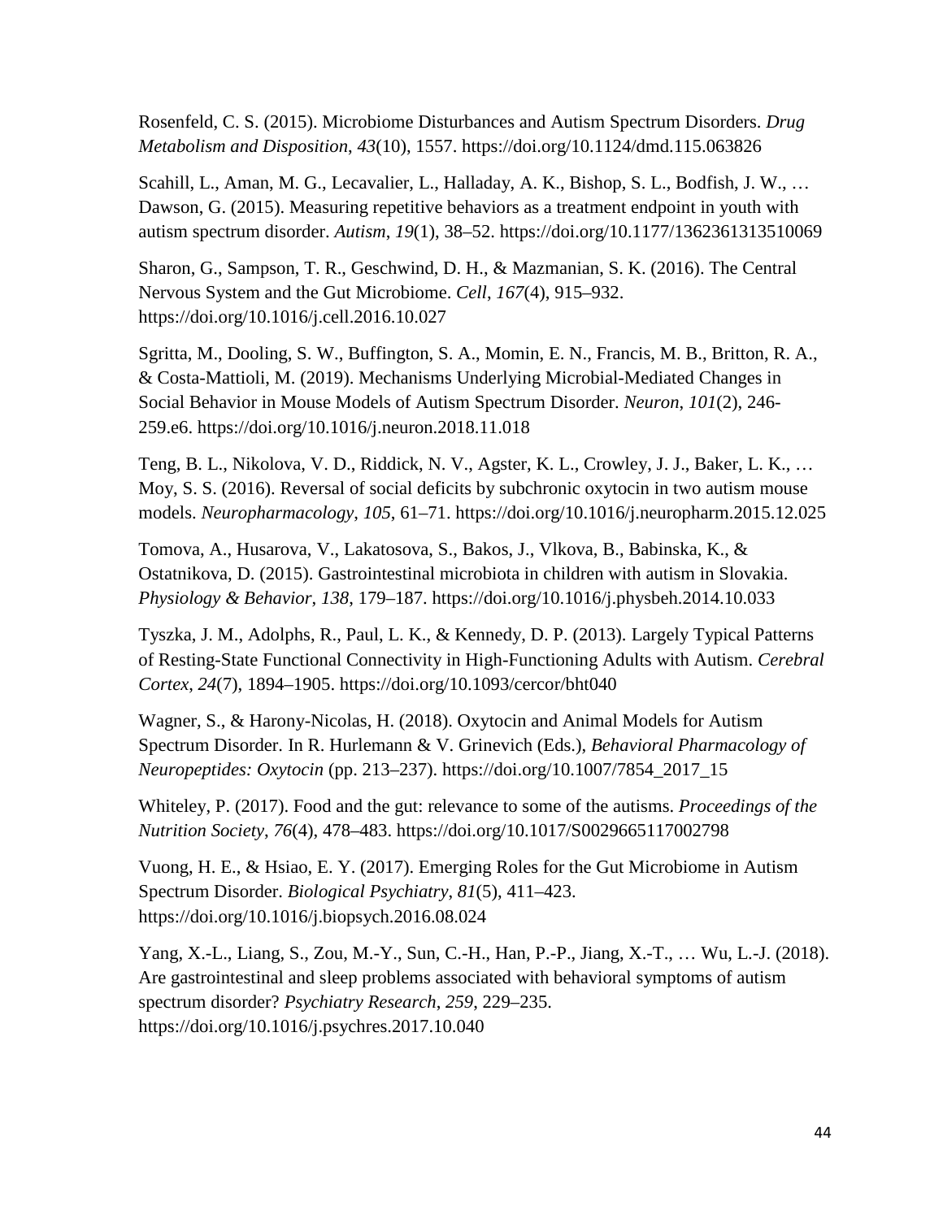Rosenfeld, C. S. (2015). Microbiome Disturbances and Autism Spectrum Disorders. *Drug Metabolism and Disposition*, *43*(10), 1557. https://doi.org/10.1124/dmd.115.063826

Scahill, L., Aman, M. G., Lecavalier, L., Halladay, A. K., Bishop, S. L., Bodfish, J. W., … Dawson, G. (2015). Measuring repetitive behaviors as a treatment endpoint in youth with autism spectrum disorder. *Autism*, *19*(1), 38–52. https://doi.org/10.1177/1362361313510069

Sharon, G., Sampson, T. R., Geschwind, D. H., & Mazmanian, S. K. (2016). The Central Nervous System and the Gut Microbiome. *Cell*, *167*(4), 915–932. https://doi.org/10.1016/j.cell.2016.10.027

Sgritta, M., Dooling, S. W., Buffington, S. A., Momin, E. N., Francis, M. B., Britton, R. A., & Costa-Mattioli, M. (2019). Mechanisms Underlying Microbial-Mediated Changes in Social Behavior in Mouse Models of Autism Spectrum Disorder. *Neuron*, *101*(2), 246-259.e6. https://doi.org/10.1016/j.neuron.2018.11.018

Teng, B. L., Nikolova, V. D., Riddick, N. V., Agster, K. L., Crowley, J. J., Baker, L. K., … Moy, S. S. (2016). Reversal of social deficits by subchronic oxytocin in two autism mouse models. *Neuropharmacology*, *105*, 61–71. https://doi.org/10.1016/j.neuropharm.2015.12.025

Tomova, A., Husarova, V., Lakatosova, S., Bakos, J., Vlkova, B., Babinska, K., & Ostatnikova, D. (2015). Gastrointestinal microbiota in children with autism in Slovakia. *Physiology & Behavior*, *138*, 179–187. https://doi.org/10.1016/j.physbeh.2014.10.033

Tyszka, J. M., Adolphs, R., Paul, L. K., & Kennedy, D. P. (2013). Largely Typical Patterns of Resting-State Functional Connectivity in High-Functioning Adults with Autism. *Cerebral Cortex*, *24*(7), 1894–1905. https://doi.org/10.1093/cercor/bht040

Wagner, S., & Harony-Nicolas, H. (2018). Oxytocin and Animal Models for Autism Spectrum Disorder. In R. Hurlemann & V. Grinevich (Eds.), *Behavioral Pharmacology of Neuropeptides: Oxytocin* (pp. 213–237). https://doi.org/10.1007/7854_2017_15

Whiteley, P. (2017). Food and the gut: relevance to some of the autisms. *Proceedings of the Nutrition Society*, *76*(4), 478–483. https://doi.org/10.1017/S0029665117002798

Vuong, H. E., & Hsiao, E. Y. (2017). Emerging Roles for the Gut Microbiome in Autism Spectrum Disorder. *Biological Psychiatry*, *81*(5), 411–423. https://doi.org/10.1016/j.biopsych.2016.08.024

Yang, X.-L., Liang, S., Zou, M.-Y., Sun, C.-H., Han, P.-P., Jiang, X.-T., … Wu, L.-J. (2018). Are gastrointestinal and sleep problems associated with behavioral symptoms of autism spectrum disorder? *Psychiatry Research*, *259*, 229–235. https://doi.org/10.1016/j.psychres.2017.10.040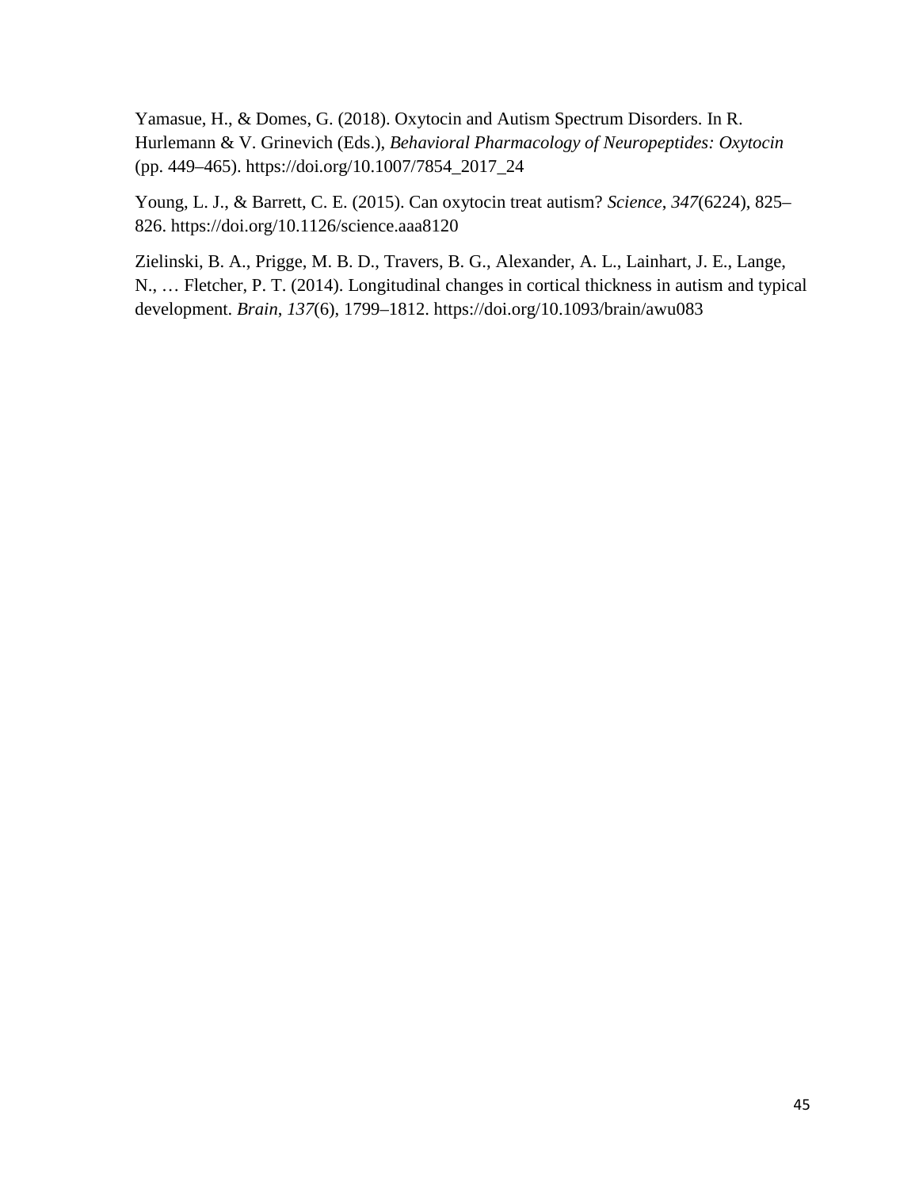Yamasue, H., & Domes, G. (2018). Oxytocin and Autism Spectrum Disorders. In R. Hurlemann & V. Grinevich (Eds.), *Behavioral Pharmacology of Neuropeptides: Oxytocin* (pp. 449–465). https://doi.org/10.1007/7854_2017_24

Young, L. J., & Barrett, C. E. (2015). Can oxytocin treat autism? *Science*, *347*(6224), 825–826. https://doi.org/10.1126/science.aaa8120

Zielinski, B. A., Prigge, M. B. D., Travers, B. G., Alexander, A. L., Lainhart, J. E., Lange, N., … Fletcher, P. T. (2014). Longitudinal changes in cortical thickness in autism and typical development. *Brain*, *137*(6), 1799–1812. https://doi.org/10.1093/brain/awu083